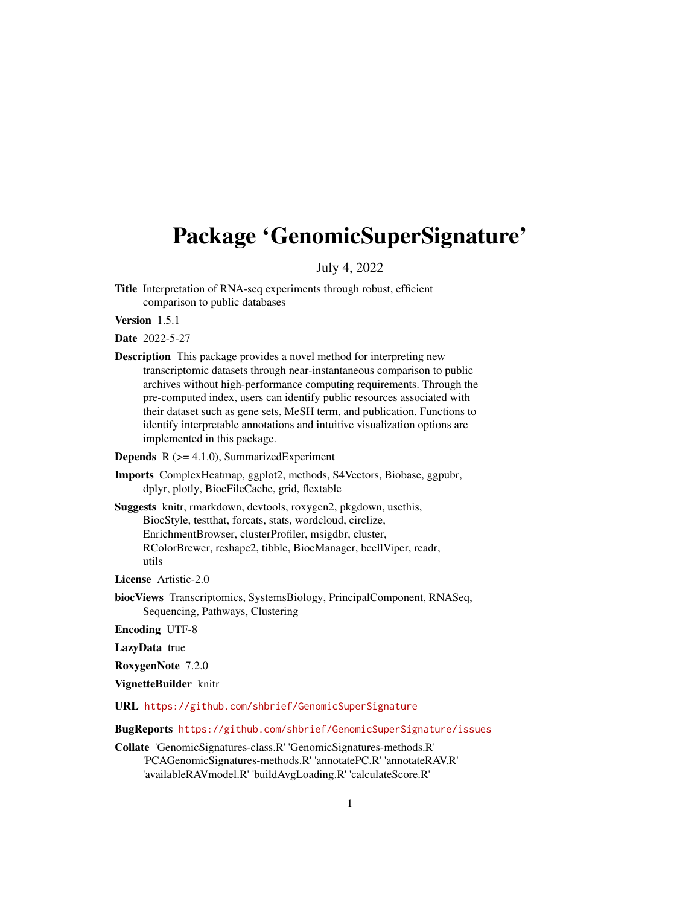# Package 'GenomicSuperSignature'

July 4, 2022

**Title** Interpretation of RNA-seq experiments through robust, efficient comparison to public databases

**Version** 1.5.1

**Date** 2022-5-27

**Description** This package provides a novel method for interpreting new transcriptomic datasets through near-instantaneous comparison to public archives without high-performance computing requirements. Through the pre-computed index, users can identify public resources associated with their dataset such as gene sets, MeSH term, and publication. Functions to identify interpretable annotations and intuitive visualization options are implemented in this package.

**Depends** R (>= 4.1.0), SummarizedExperiment

**Imports** ComplexHeatmap, ggplot2, methods, S4Vectors, Biobase, ggpubr, dplyr, plotly, BiocFileCache, grid, flextable

**Suggests** knitr, rmarkdown, devtools, roxygen2, pkgdown, usethis, BiocStyle, testthat, forcats, stats, wordcloud, circlize, EnrichmentBrowser, clusterProfiler, msigdbr, cluster, RColorBrewer, reshape2, tibble, BiocManager, bcellViper, readr, utils

**License** Artistic-2.0

**biocViews** Transcriptomics, SystemsBiology, PrincipalComponent, RNASeq, Sequencing, Pathways, Clustering

**Encoding** UTF-8

**LazyData** true

**RoxygenNote** 7.2.0

**VignetteBuilder** knitr

**URL** https://github.com/shbrief/GenomicSuperSignature

**BugReports** https://github.com/shbrief/GenomicSuperSignature/issues

**Collate** 'GenomicSignatures-class.R' 'GenomicSignatures-methods.R' 'PCAGenomicSignatures-methods.R' 'annotatePC.R' 'annotateRAV.R' 'availableRAVmodel.R' 'buildAvgLoading.R' 'calculateScore.R'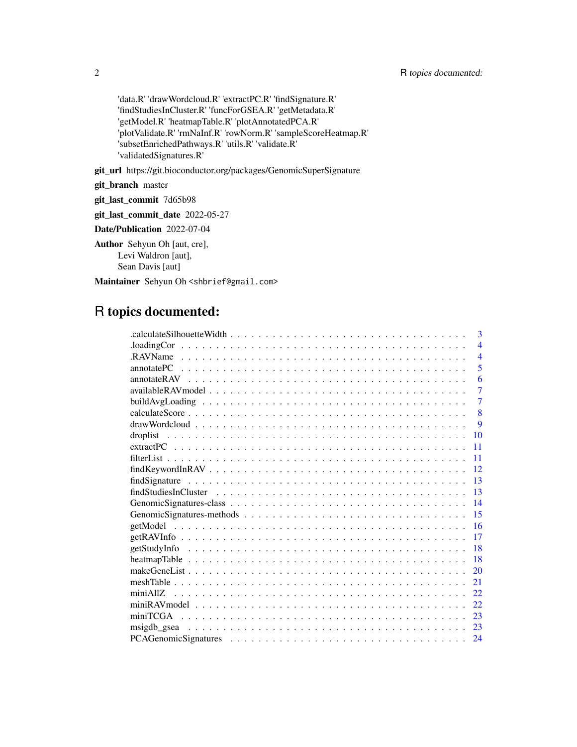'data.R' 'drawWordcloud.R' 'extractPC.R' 'findSignature.R'
'findStudiesInCluster.R' 'funcForGSEA.R' 'getMetadata.R'
'getModel.R' 'heatmapTable.R' 'plotAnnotatedPCA.R'
'plotValidate.R' 'rmNaInf.R' 'rowNorm.R' 'sampleScoreHeatmap.R'
'subsetEnrichedPathways.R' 'utils.R' 'validate.R'
'validatedSignatures.R'

**git_url** https://git.bioconductor.org/packages/GenomicSuperSignature

**git_branch** master

**git_last_commit** 7d65b98

**git_last_commit_date** 2022-05-27

**Date/Publication** 2022-07-04

**Author** Sehyun Oh [aut, cre],
Levi Waldron [aut],
Sean Davis [aut]

**Maintainer** Sehyun Oh <shbrief@gmail.com>

# R topics documented:

| | |
|---|---|
| .calculateSilhouetteWidth | 3 |
| .loadingCor | 4 |
| .RAVName | 4 |
| annotatePC | 5 |
| annotateRAV | 6 |
| availableRAVmodel | 7 |
| buildAvgLoading | 7 |
| calculateScore | 8 |
| drawWordcloud | 9 |
| droplist | 10 |
| extractPC | 11 |
| filterList | 11 |
| findKeywordInRAV | 12 |
| findSignature | 13 |
| findStudiesInCluster | 13 |
| GenomicSignatures-class | 14 |
| GenomicSignatures-methods | 15 |
| getModel | 16 |
| getRAVInfo | 17 |
| getStudyInfo | 18 |
| heatmapTable | 18 |
| makeGeneList | 20 |
| meshTable | 21 |
| miniAllZ | 22 |
| miniRAVmodel | 22 |
| miniTCGA | 23 |
| msigdb_gsea | 23 |
| PCAGenomicSignatures | 24 |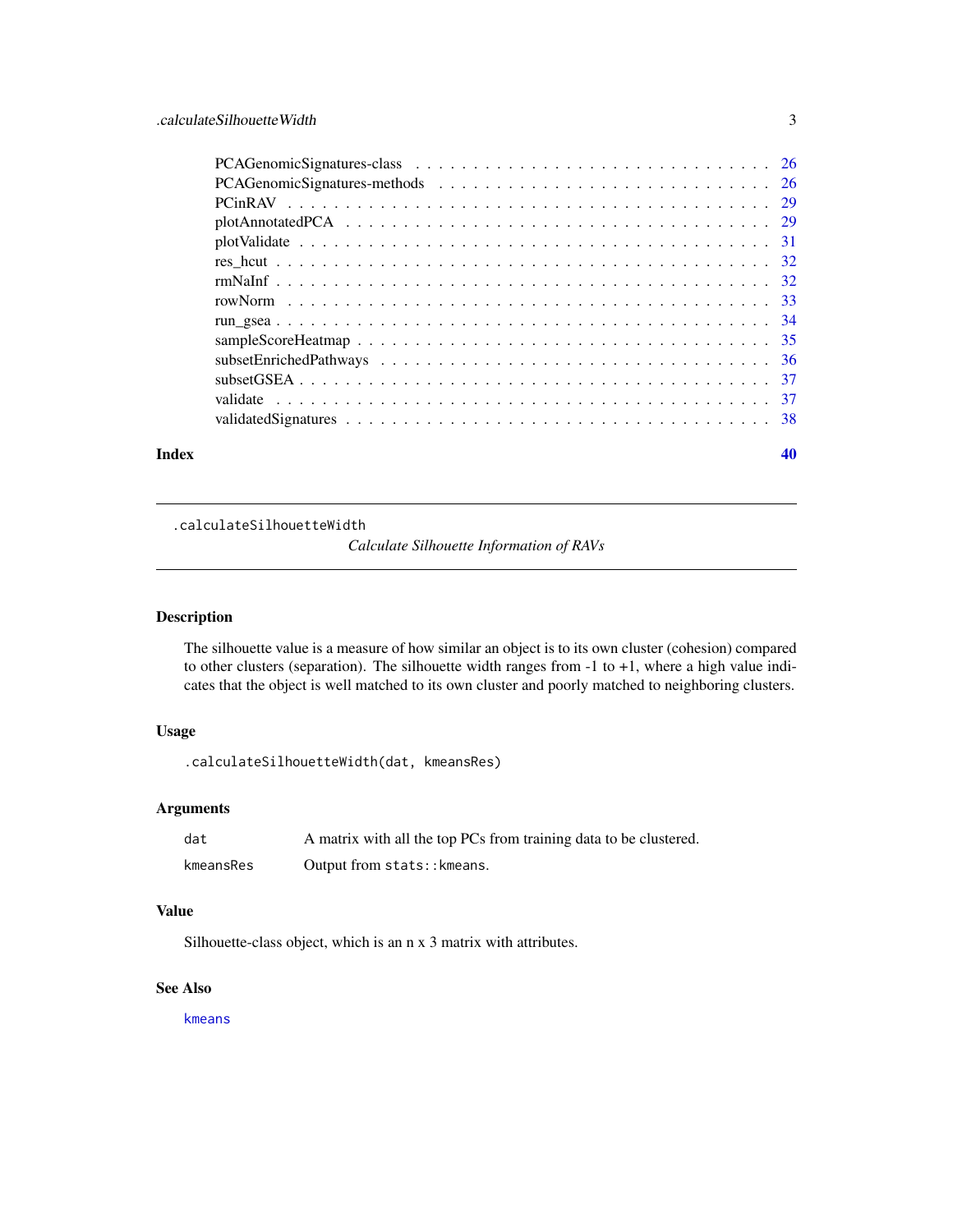| | |
|---|---|
| PCAGenomicSignatures-class | 26 |
| PCAGenomicSignatures-methods | 26 |
| PCinRAV | 29 |
| plotAnnotatedPCA | 29 |
| plotValidate | 31 |
| res_hcut | 32 |
| rmNaInf | 32 |
| rowNorm | 33 |
| run_gsea | 34 |
| sampleScoreHeatmap | 35 |
| subsetEnrichedPathways | 36 |
| subsetGSEA | 37 |
| validate | 37 |
| validatedSignatures | 38 |

**Index** **40**

---

## .calculateSilhouetteWidth

*Calculate Silhouette Information of RAVs*

---

### Description

The silhouette value is a measure of how similar an object is to its own cluster (cohesion) compared to other clusters (separation). The silhouette width ranges from -1 to +1, where a high value indicates that the object is well matched to its own cluster and poorly matched to neighboring clusters.

### Usage

```
.calculateSilhouetteWidth(dat, kmeansRes)
```

### Arguments

| | |
|---|---|
| `dat` | A matrix with all the top PCs from training data to be clustered. |
| `kmeansRes` | Output from `stats::kmeans`. |

### Value

Silhouette-class object, which is an n x 3 matrix with attributes.

### See Also

`kmeans`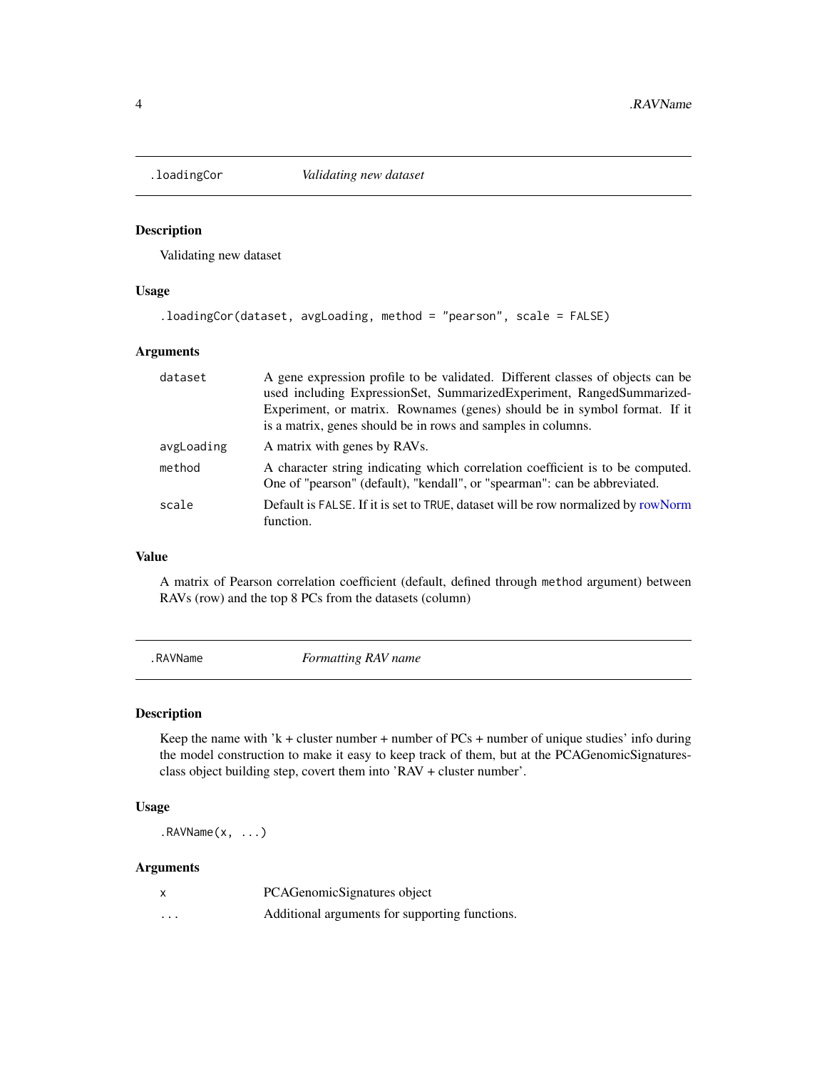## .loadingCor *Validating new dataset*

### Description

Validating new dataset

### Usage

```
.loadingCor(dataset, avgLoading, method = "pearson", scale = FALSE)
```

### Arguments

| | |
|---|---|
| dataset | A gene expression profile to be validated. Different classes of objects can be used including ExpressionSet, SummarizedExperiment, RangedSummarized-Experiment, or matrix. Rownames (genes) should be in symbol format. If it is a matrix, genes should be in rows and samples in columns. |
| avgLoading | A matrix with genes by RAVs. |
| method | A character string indicating which correlation coefficient is to be computed. One of "pearson" (default), "kendall", or "spearman": can be abbreviated. |
| scale | Default is FALSE. If it is set to TRUE, dataset will be row normalized by rowNorm function. |

### Value

A matrix of Pearson correlation coefficient (default, defined through method argument) between RAVs (row) and the top 8 PCs from the datasets (column)

## .RAVName *Formatting RAV name*

### Description

Keep the name with 'k + cluster number + number of PCs + number of unique studies' info during the model construction to make it easy to keep track of them, but at the PCAGenomicSignatures-class object building step, covert them into 'RAV + cluster number'.

### Usage

```
.RAVName(x, ...)
```

### Arguments

| | |
|---|---|
| x | PCAGenomicSignatures object |
| ... | Additional arguments for supporting functions. |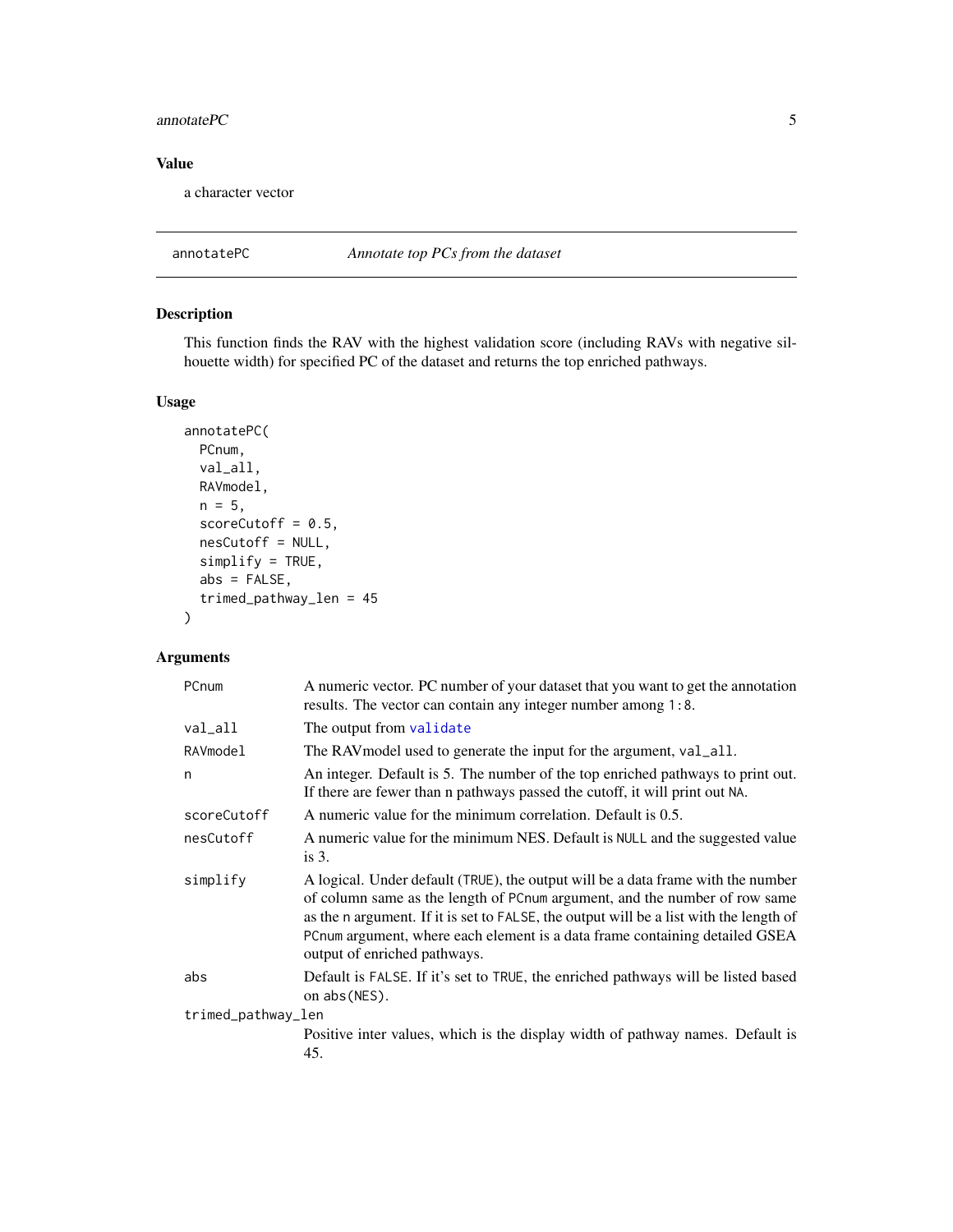## Value

a character vector

---

## annotatePC — *Annotate top PCs from the dataset*

### Description

This function finds the RAV with the highest validation score (including RAVs with negative silhouette width) for specified PC of the dataset and returns the top enriched pathways.

### Usage

```
annotatePC(
  PCnum,
  val_all,
  RAVmodel,
  n = 5,
  scoreCutoff = 0.5,
  nesCutoff = NULL,
  simplify = TRUE,
  abs = FALSE,
  trimed_pathway_len = 45
)
```

### Arguments

| Argument | Description |
|---|---|
| `PCnum` | A numeric vector. PC number of your dataset that you want to get the annotation results. The vector can contain any integer number among `1:8`. |
| `val_all` | The output from `validate` |
| `RAVmodel` | The RAVmodel used to generate the input for the argument, `val_all`. |
| `n` | An integer. Default is 5. The number of the top enriched pathways to print out. If there are fewer than n pathways passed the cutoff, it will print out `NA`. |
| `scoreCutoff` | A numeric value for the minimum correlation. Default is 0.5. |
| `nesCutoff` | A numeric value for the minimum NES. Default is `NULL` and the suggested value is 3. |
| `simplify` | A logical. Under default (`TRUE`), the output will be a data frame with the number of column same as the length of `PCnum` argument, and the number of row same as the `n` argument. If it is set to `FALSE`, the output will be a list with the length of `PCnum` argument, where each element is a data frame containing detailed GSEA output of enriched pathways. |
| `abs` | Default is `FALSE`. If it's set to `TRUE`, the enriched pathways will be listed based on `abs(NES)`. |
| `trimed_pathway_len` | Positive inter values, which is the display width of pathway names. Default is 45. |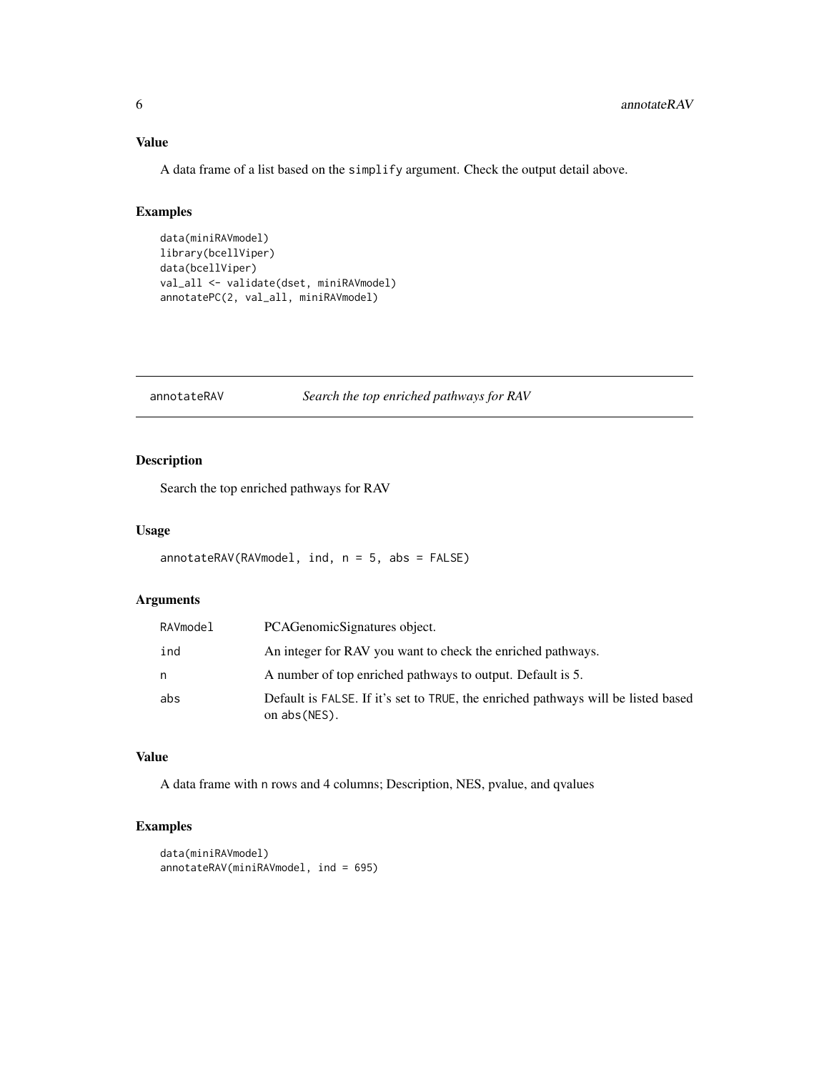### Value

A data frame of a list based on the `simplify` argument. Check the output detail above.

### Examples

```
data(miniRAVmodel)
library(bcellViper)
data(bcellViper)
val_all <- validate(dset, miniRAVmodel)
annotatePC(2, val_all, miniRAVmodel)
```

---

## annotateRAV — *Search the top enriched pathways for RAV*

### Description

Search the top enriched pathways for RAV

### Usage

```
annotateRAV(RAVmodel, ind, n = 5, abs = FALSE)
```

### Arguments

| | |
|---|---|
| `RAVmodel` | PCAGenomicSignatures object. |
| `ind` | An integer for RAV you want to check the enriched pathways. |
| `n` | A number of top enriched pathways to output. Default is 5. |
| `abs` | Default is `FALSE`. If it's set to `TRUE`, the enriched pathways will be listed based on `abs(NES)`. |

### Value

A data frame with `n` rows and 4 columns; Description, NES, pvalue, and qvalues

### Examples

```
data(miniRAVmodel)
annotateRAV(miniRAVmodel, ind = 695)
```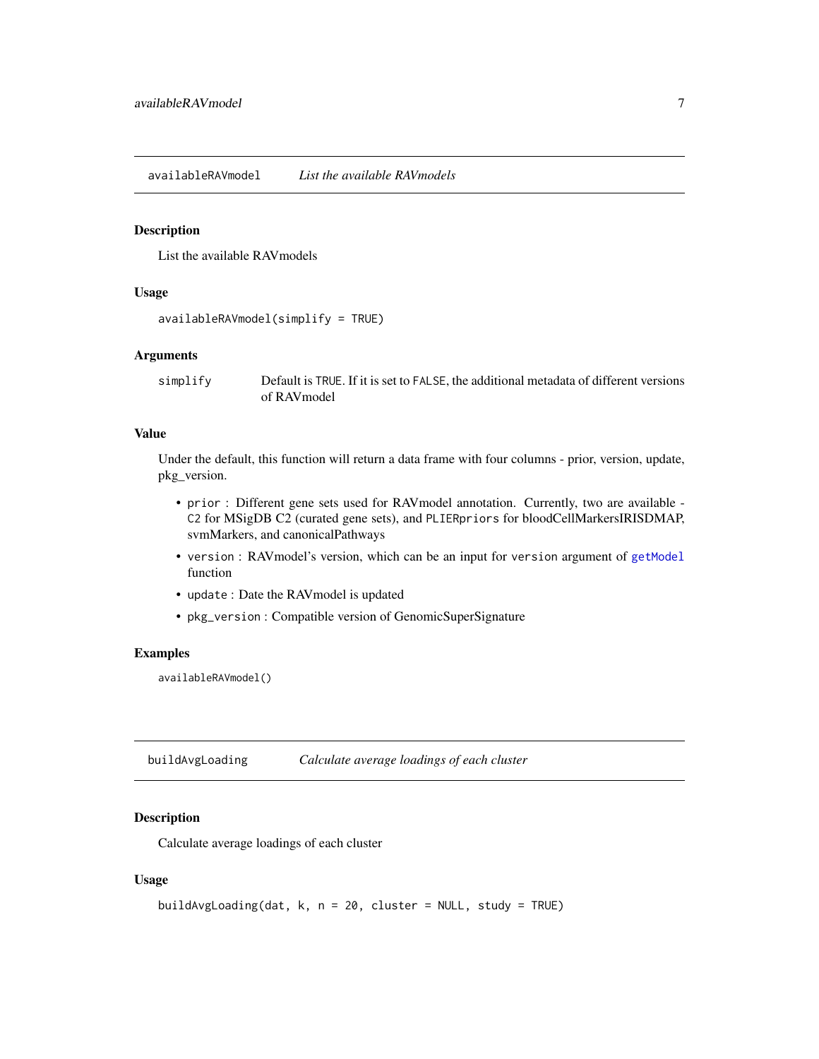## availableRAVmodel *List the available RAVmodels*

### Description

List the available RAVmodels

### Usage

```
availableRAVmodel(simplify = TRUE)
```

### Arguments

| | |
|---|---|
| simplify | Default is TRUE. If it is set to FALSE, the additional metadata of different versions of RAVmodel |

### Value

Under the default, this function will return a data frame with four columns - prior, version, update, pkg_version.

- `prior` : Different gene sets used for RAVmodel annotation. Currently, two are available - `C2` for MSigDB C2 (curated gene sets), and `PLIERpriors` for bloodCellMarkersIRISDMAP, svmMarkers, and canonicalPathways
- `version` : RAVmodel's version, which can be an input for `version` argument of `getModel` function
- `update` : Date the RAVmodel is updated
- `pkg_version` : Compatible version of GenomicSuperSignature

### Examples

```
availableRAVmodel()
```

## buildAvgLoading *Calculate average loadings of each cluster*

### Description

Calculate average loadings of each cluster

### Usage

```
buildAvgLoading(dat, k, n = 20, cluster = NULL, study = TRUE)
```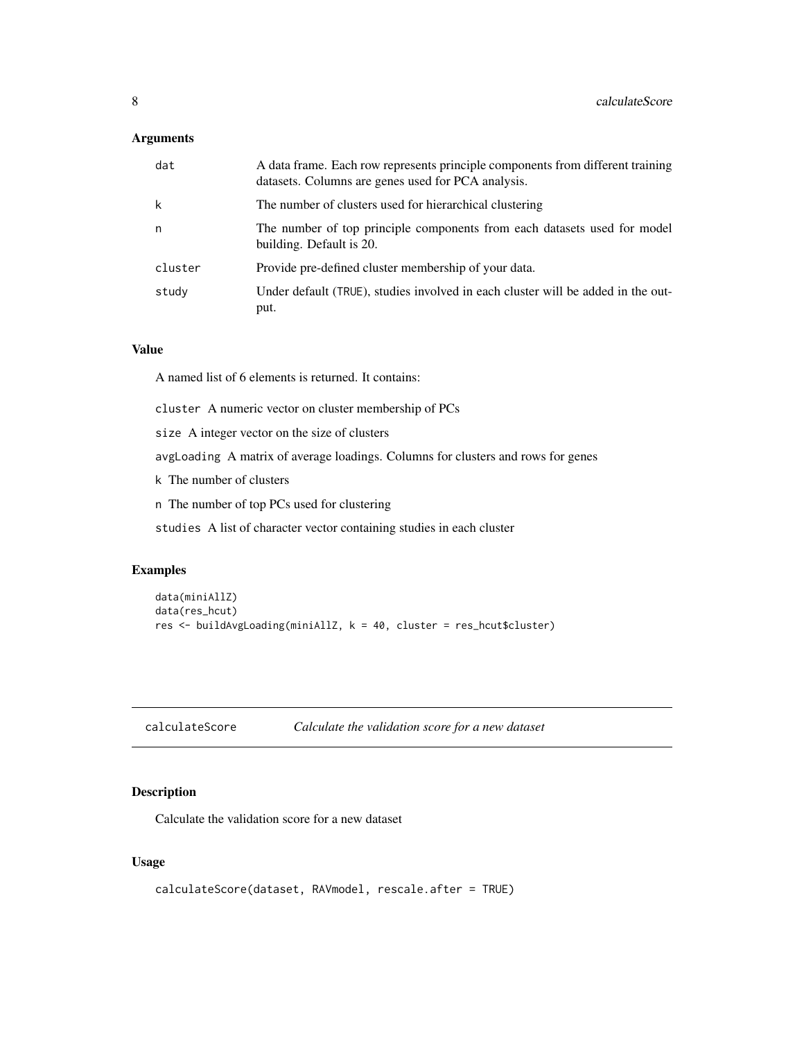### Arguments

| | |
|---|---|
| dat | A data frame. Each row represents principle components from different training datasets. Columns are genes used for PCA analysis. |
| k | The number of clusters used for hierarchical clustering |
| n | The number of top principle components from each datasets used for model building. Default is 20. |
| cluster | Provide pre-defined cluster membership of your data. |
| study | Under default (TRUE), studies involved in each cluster will be added in the output. |

### Value

A named list of 6 elements is returned. It contains:

`cluster` A numeric vector on cluster membership of PCs

`size` A integer vector on the size of clusters

`avgLoading` A matrix of average loadings. Columns for clusters and rows for genes

`k` The number of clusters

`n` The number of top PCs used for clustering

`studies` A list of character vector containing studies in each cluster

### Examples

```
data(miniAllZ)
data(res_hcut)
res <- buildAvgLoading(miniAllZ, k = 40, cluster = res_hcut$cluster)
```

---

## calculateScore *Calculate the validation score for a new dataset*

### Description

Calculate the validation score for a new dataset

### Usage

```
calculateScore(dataset, RAVmodel, rescale.after = TRUE)
```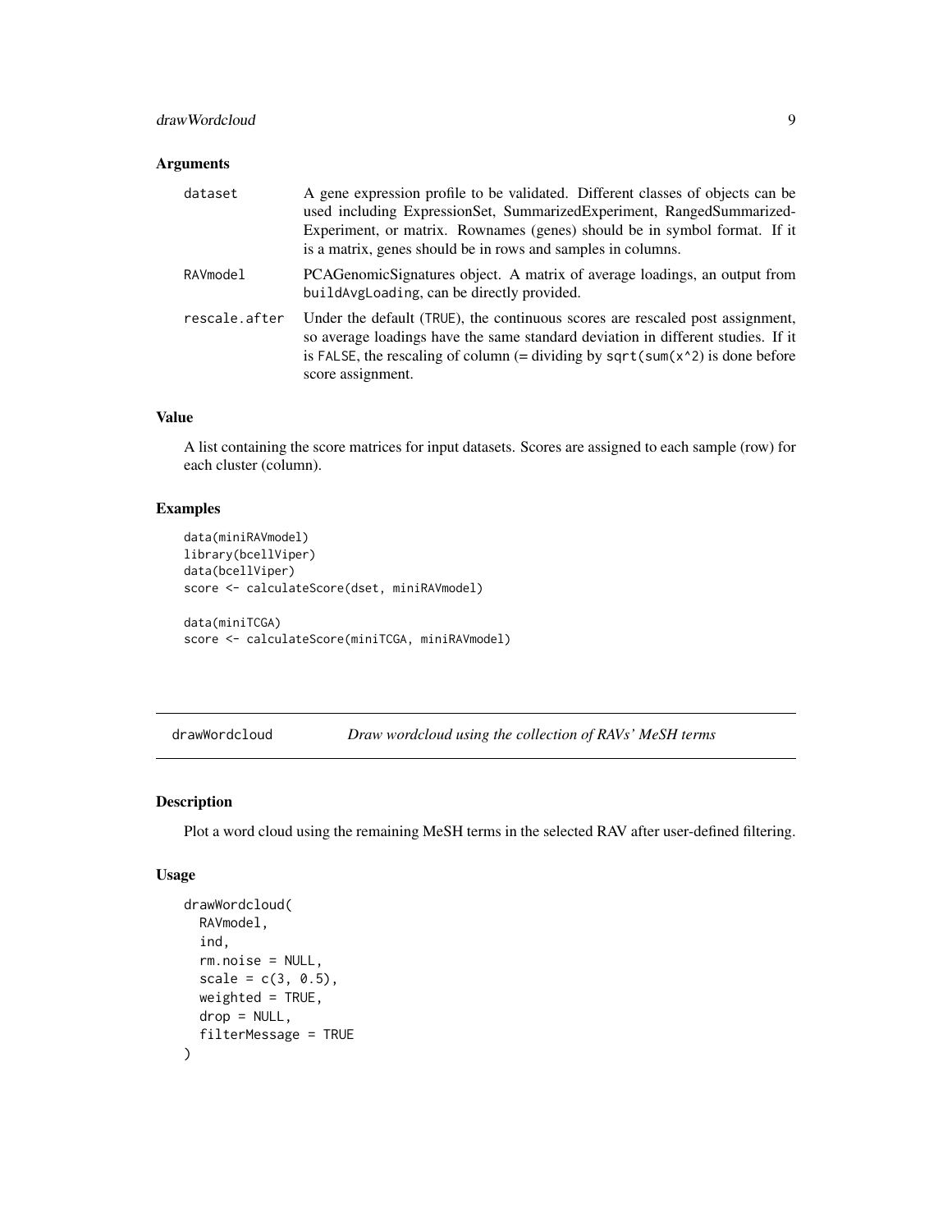### Arguments

| | |
|---|---|
| dataset | A gene expression profile to be validated. Different classes of objects can be used including ExpressionSet, SummarizedExperiment, RangedSummarized-Experiment, or matrix. Rownames (genes) should be in symbol format. If it is a matrix, genes should be in rows and samples in columns. |
| RAVmodel | PCAGenomicSignatures object. A matrix of average loadings, an output from `buildAvgLoading`, can be directly provided. |
| rescale.after | Under the default (`TRUE`), the continuous scores are rescaled post assignment, so average loadings have the same standard deviation in different studies. If it is `FALSE`, the rescaling of column (= dividing by `sqrt(sum(x^2)` is done before score assignment. |

### Value

A list containing the score matrices for input datasets. Scores are assigned to each sample (row) for each cluster (column).

### Examples

```
data(miniRAVmodel)
library(bcellViper)
data(bcellViper)
score <- calculateScore(dset, miniRAVmodel)

data(miniTCGA)
score <- calculateScore(miniTCGA, miniRAVmodel)
```

---

## drawWordcloud — *Draw wordcloud using the collection of RAVs' MeSH terms*

---

### Description

Plot a word cloud using the remaining MeSH terms in the selected RAV after user-defined filtering.

### Usage

```
drawWordcloud(
  RAVmodel,
  ind,
  rm.noise = NULL,
  scale = c(3, 0.5),
  weighted = TRUE,
  drop = NULL,
  filterMessage = TRUE
)
```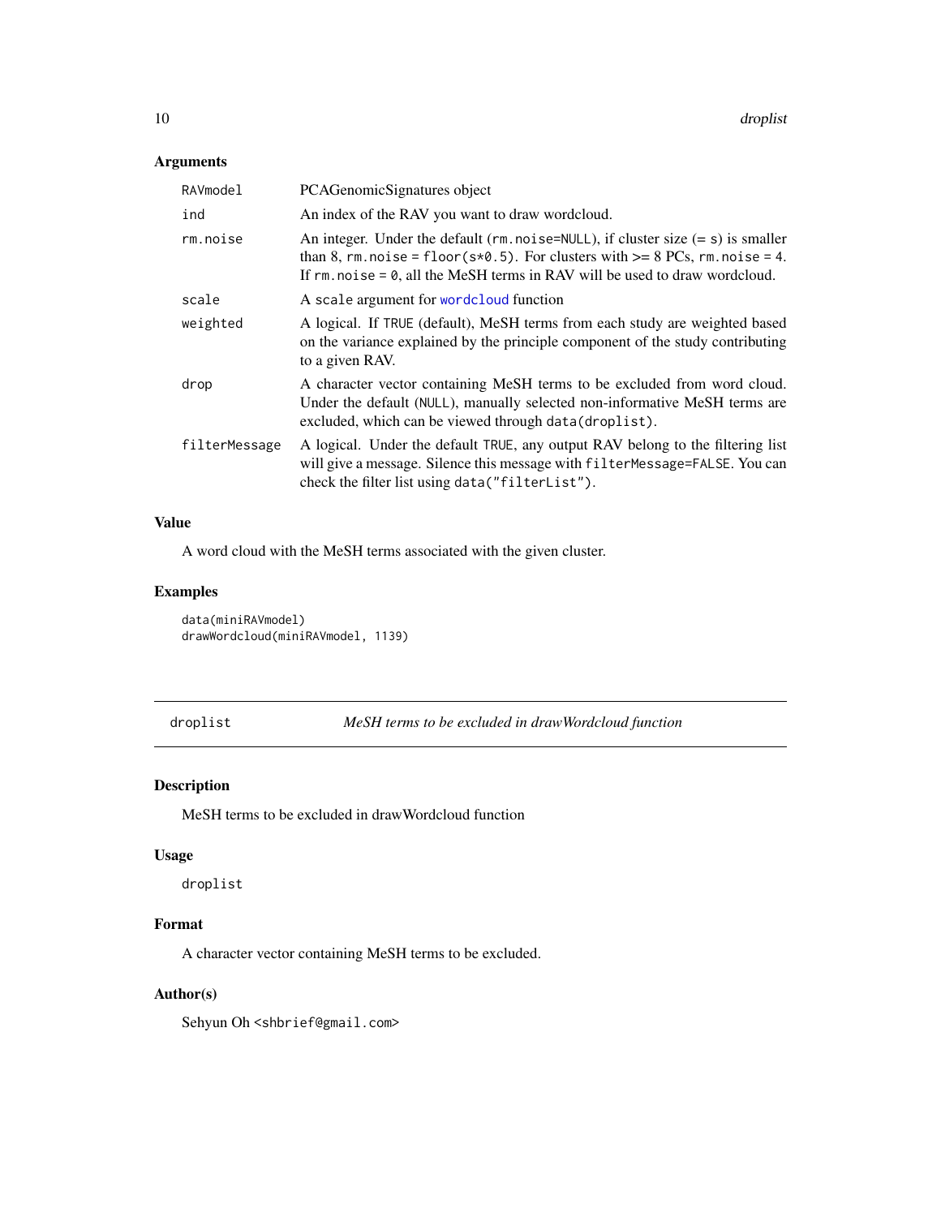### Arguments

| | |
|---|---|
| `RAVmodel` | PCAGenomicSignatures object |
| `ind` | An index of the RAV you want to draw wordcloud. |
| `rm.noise` | An integer. Under the default (`rm.noise=NULL`), if cluster size (= `s`) is smaller than 8, `rm.noise = floor(s*0.5)`. For clusters with >= 8 PCs, `rm.noise = 4`. If `rm.noise = 0`, all the MeSH terms in RAV will be used to draw wordcloud. |
| `scale` | A `scale` argument for `wordcloud` function |
| `weighted` | A logical. If `TRUE` (default), MeSH terms from each study are weighted based on the variance explained by the principle component of the study contributing to a given RAV. |
| `drop` | A character vector containing MeSH terms to be excluded from word cloud. Under the default (`NULL`), manually selected non-informative MeSH terms are excluded, which can be viewed through `data(droplist)`. |
| `filterMessage` | A logical. Under the default `TRUE`, any output RAV belong to the filtering list will give a message. Silence this message with `filterMessage=FALSE`. You can check the filter list using `data("filterList")`. |

### Value

A word cloud with the MeSH terms associated with the given cluster.

### Examples

```
data(miniRAVmodel)
drawWordcloud(miniRAVmodel, 1139)
```

---

## droplist — *MeSH terms to be excluded in drawWordcloud function*

---

### Description

MeSH terms to be excluded in drawWordcloud function

### Usage

```
droplist
```

### Format

A character vector containing MeSH terms to be excluded.

### Author(s)

Sehyun Oh <shbrief@gmail.com>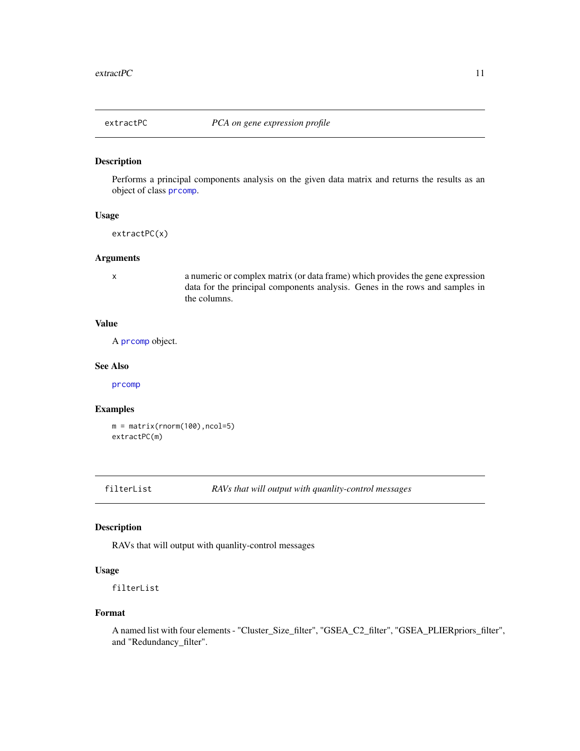## extractPC — *PCA on gene expression profile*

### Description

Performs a principal components analysis on the given data matrix and returns the results as an object of class prcomp.

### Usage

```
extractPC(x)
```

### Arguments

| | |
|---|---|
| x | a numeric or complex matrix (or data frame) which provides the gene expression data for the principal components analysis. Genes in the rows and samples in the columns. |

### Value

A prcomp object.

### See Also

prcomp

### Examples

```
m = matrix(rnorm(100),ncol=5)
extractPC(m)
```

## filterList — *RAVs that will output with quanlity-control messages*

### Description

RAVs that will output with quanlity-control messages

### Usage

```
filterList
```

### Format

A named list with four elements - "Cluster_Size_filter", "GSEA_C2_filter", "GSEA_PLIERpriors_filter", and "Redundancy_filter".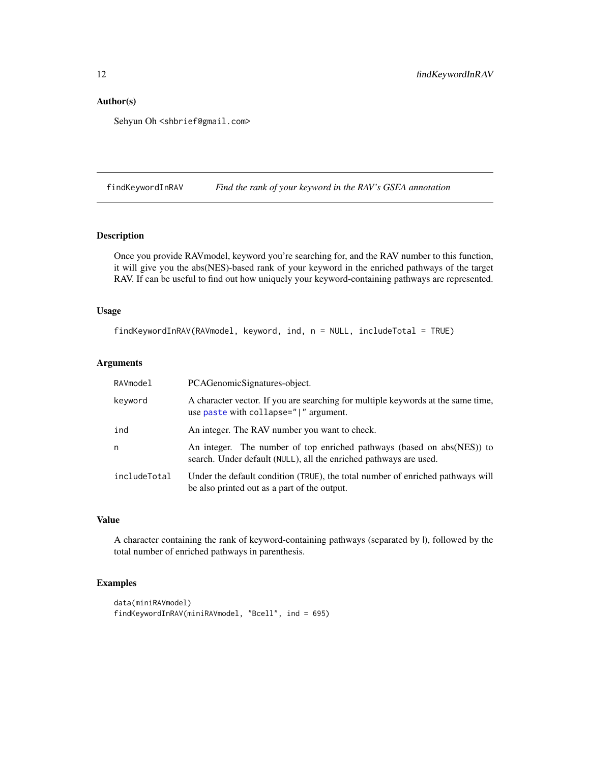### Author(s)

Sehyun Oh <shbrief@gmail.com>

---

## findKeywordInRAV &nbsp;&nbsp;&nbsp; *Find the rank of your keyword in the RAV's GSEA annotation*

---

### Description

Once you provide RAVmodel, keyword you're searching for, and the RAV number to this function, it will give you the abs(NES)-based rank of your keyword in the enriched pathways of the target RAV. If can be useful to find out how uniquely your keyword-containing pathways are represented.

### Usage

```
findKeywordInRAV(RAVmodel, keyword, ind, n = NULL, includeTotal = TRUE)
```

### Arguments

| | |
|---|---|
| `RAVmodel` | PCAGenomicSignatures-object. |
| `keyword` | A character vector. If you are searching for multiple keywords at the same time, use `paste` with `collapse="|"` argument. |
| `ind` | An integer. The RAV number you want to check. |
| `n` | An integer. The number of top enriched pathways (based on abs(NES)) to search. Under default (`NULL`), all the enriched pathways are used. |
| `includeTotal` | Under the default condition (`TRUE`), the total number of enriched pathways will be also printed out as a part of the output. |

### Value

A character containing the rank of keyword-containing pathways (separated by |), followed by the total number of enriched pathways in parenthesis.

### Examples

```
data(miniRAVmodel)
findKeywordInRAV(miniRAVmodel, "Bcell", ind = 695)
```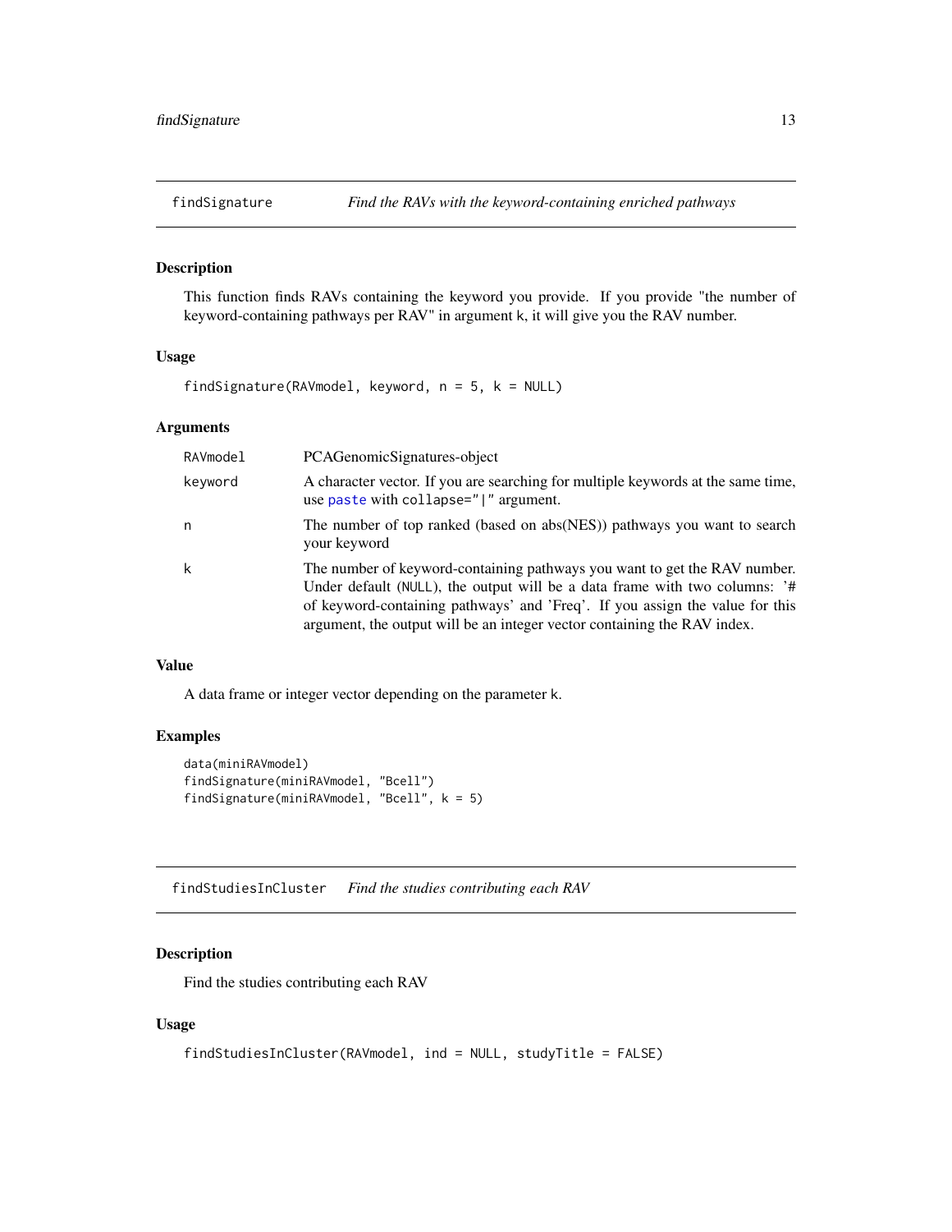## findSignature — *Find the RAVs with the keyword-containing enriched pathways*

### Description

This function finds RAVs containing the keyword you provide. If you provide "the number of keyword-containing pathways per RAV" in argument k, it will give you the RAV number.

### Usage

```
findSignature(RAVmodel, keyword, n = 5, k = NULL)
```

### Arguments

| | |
|---|---|
| `RAVmodel` | PCAGenomicSignatures-object |
| `keyword` | A character vector. If you are searching for multiple keywords at the same time, use `paste` with `collapse="|"` argument. |
| `n` | The number of top ranked (based on abs(NES)) pathways you want to search your keyword |
| `k` | The number of keyword-containing pathways you want to get the RAV number. Under default (`NULL`), the output will be a data frame with two columns: '# of keyword-containing pathways' and 'Freq'. If you assign the value for this argument, the output will be an integer vector containing the RAV index. |

### Value

A data frame or integer vector depending on the parameter k.

### Examples

```
data(miniRAVmodel)
findSignature(miniRAVmodel, "Bcell")
findSignature(miniRAVmodel, "Bcell", k = 5)
```

## findStudiesInCluster — *Find the studies contributing each RAV*

### Description

Find the studies contributing each RAV

### Usage

```
findStudiesInCluster(RAVmodel, ind = NULL, studyTitle = FALSE)
```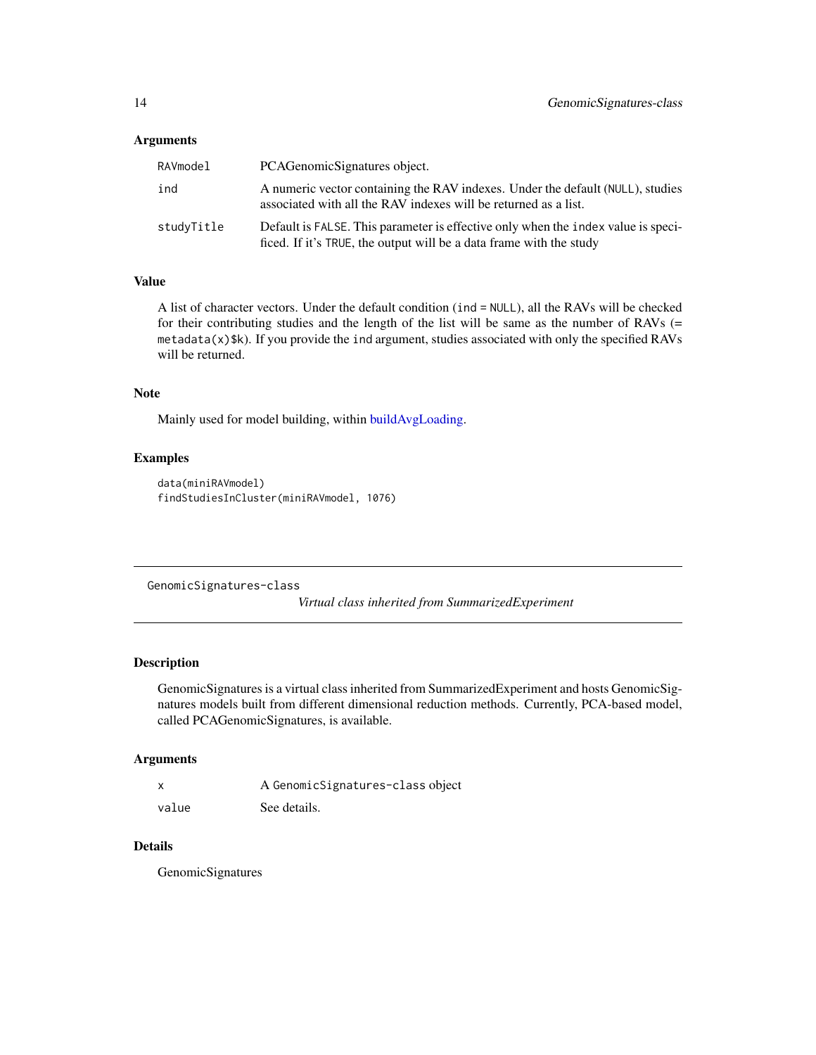### Arguments

| | |
|---|---|
| `RAVmodel` | PCAGenomicSignatures object. |
| `ind` | A numeric vector containing the RAV indexes. Under the default (`NULL`), studies associated with all the RAV indexes will be returned as a list. |
| `studyTitle` | Default is `FALSE`. This parameter is effective only when the `index` value is specificed. If it's `TRUE`, the output will be a data frame with the study |

### Value

A list of character vectors. Under the default condition (`ind = NULL`), all the RAVs will be checked for their contributing studies and the length of the list will be same as the number of RAVs (= `metadata(x)$k`). If you provide the `ind` argument, studies associated with only the specified RAVs will be returned.

### Note

Mainly used for model building, within buildAvgLoading.

### Examples

```
data(miniRAVmodel)
findStudiesInCluster(miniRAVmodel, 1076)
```

---

## GenomicSignatures-class

*Virtual class inherited from SummarizedExperiment*

---

### Description

GenomicSignatures is a virtual class inherited from SummarizedExperiment and hosts GenomicSignatures models built from different dimensional reduction methods. Currently, PCA-based model, called PCAGenomicSignatures, is available.

### Arguments

| | |
|---|---|
| `x` | A `GenomicSignatures-class` object |
| `value` | See details. |

### Details

GenomicSignatures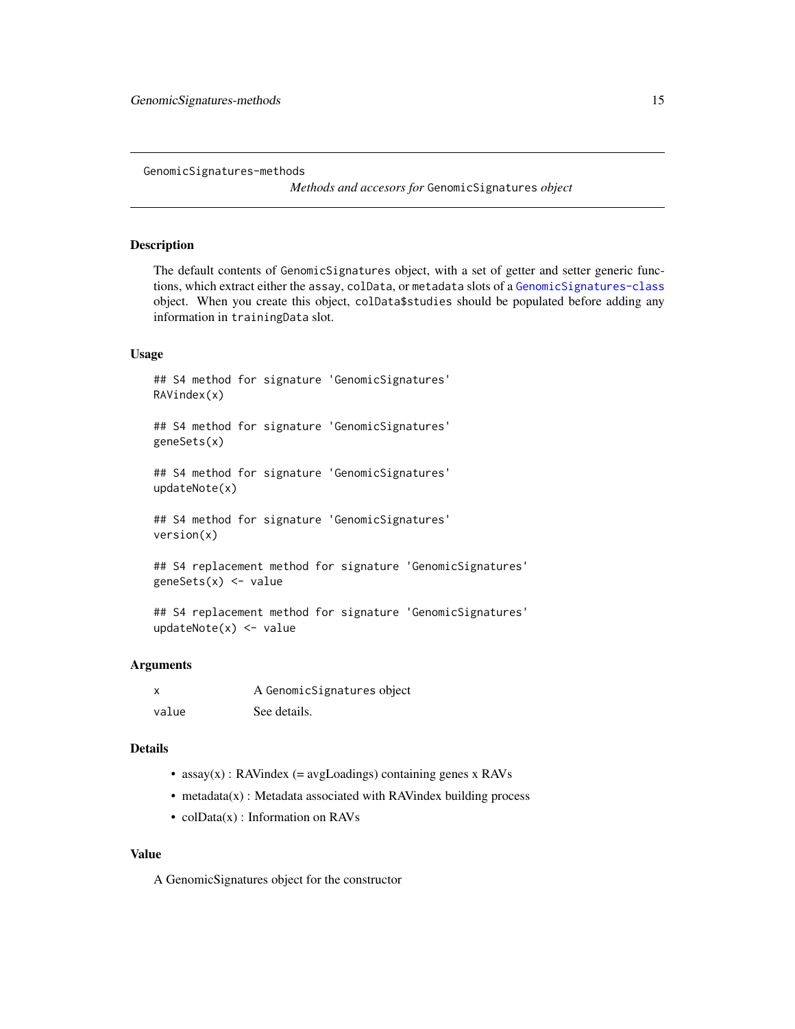GenomicSignatures-methods

*Methods and accesors for* `GenomicSignatures` *object*

## Description

The default contents of `GenomicSignatures` object, with a set of getter and setter generic functions, which extract either the `assay`, `colData`, or `metadata` slots of a `GenomicSignatures-class` object. When you create this object, `colData$studies` should be populated before adding any information in `trainingData` slot.

## Usage

```
## S4 method for signature 'GenomicSignatures'
RAVindex(x)

## S4 method for signature 'GenomicSignatures'
geneSets(x)

## S4 method for signature 'GenomicSignatures'
updateNote(x)

## S4 method for signature 'GenomicSignatures'
version(x)

## S4 replacement method for signature 'GenomicSignatures'
geneSets(x) <- value

## S4 replacement method for signature 'GenomicSignatures'
updateNote(x) <- value
```

## Arguments

| | |
|---|---|
| `x` | A `GenomicSignatures` object |
| `value` | See details. |

## Details

- assay(x) : RAVindex (= avgLoadings) containing genes x RAVs
- metadata(x) : Metadata associated with RAVindex building process
- colData(x) : Information on RAVs

## Value

A GenomicSignatures object for the constructor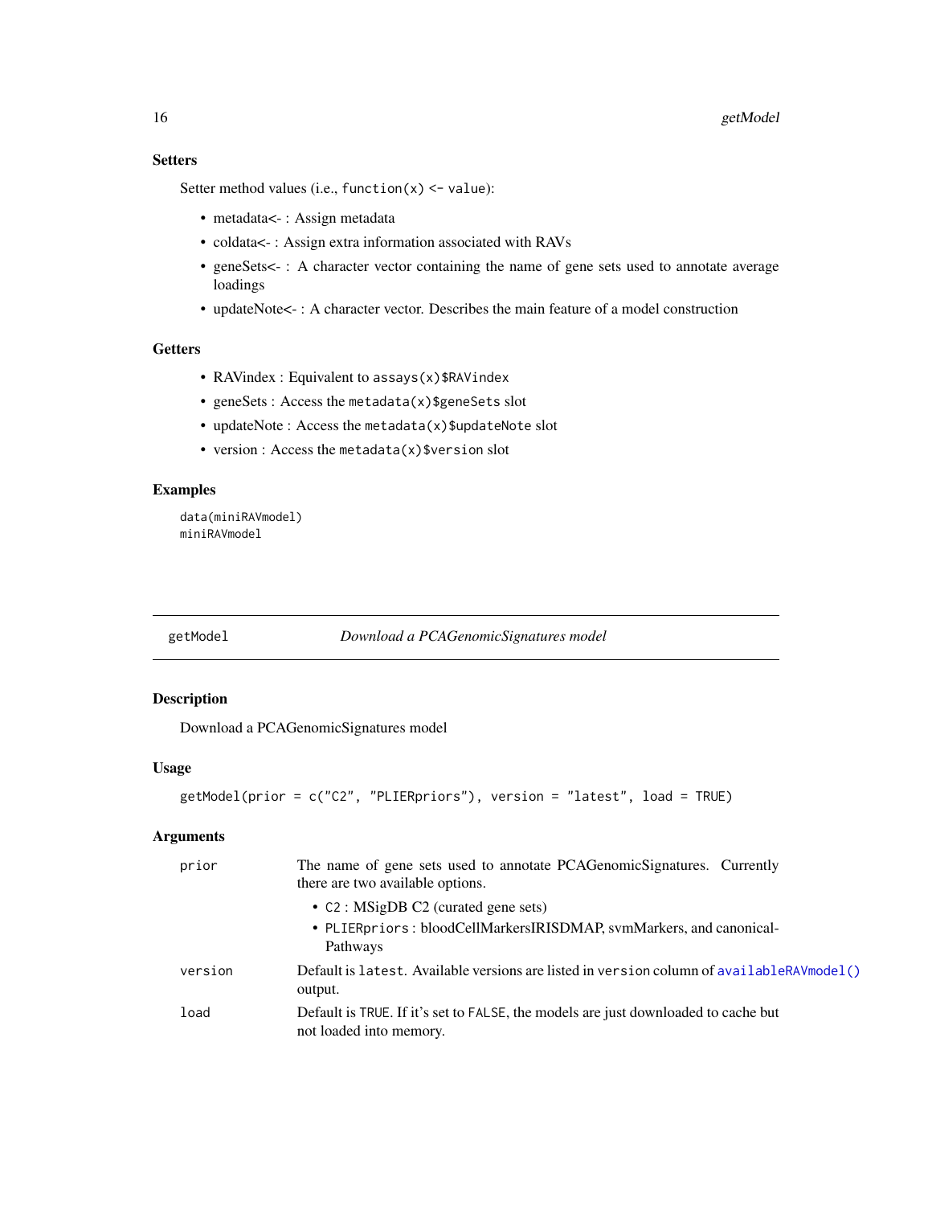### Setters

Setter method values (i.e., `function(x) <- value`):

- metadata<- : Assign metadata
- coldata<- : Assign extra information associated with RAVs
- geneSets<- : A character vector containing the name of gene sets used to annotate average loadings
- updateNote<- : A character vector. Describes the main feature of a model construction

### Getters

- RAVindex : Equivalent to `assays(x)$RAVindex`
- geneSets : Access the `metadata(x)$geneSets` slot
- updateNote : Access the `metadata(x)$updateNote` slot
- version : Access the `metadata(x)$version` slot

### Examples

```
data(miniRAVmodel)
miniRAVmodel
```

---

## getModel — *Download a PCAGenomicSignatures model*

### Description

Download a PCAGenomicSignatures model

### Usage

```
getModel(prior = c("C2", "PLIERpriors"), version = "latest", load = TRUE)
```

### Arguments

| | |
|---|---|
| `prior` | The name of gene sets used to annotate PCAGenomicSignatures. Currently there are two available options.<br>• `C2` : MSigDB C2 (curated gene sets)<br>• `PLIERpriors` : bloodCellMarkersIRISDMAP, svmMarkers, and canonicalPathways |
| `version` | Default is `latest`. Available versions are listed in `version` column of `availableRAVmodel()` output. |
| `load` | Default is `TRUE`. If it's set to `FALSE`, the models are just downloaded to cache but not loaded into memory. |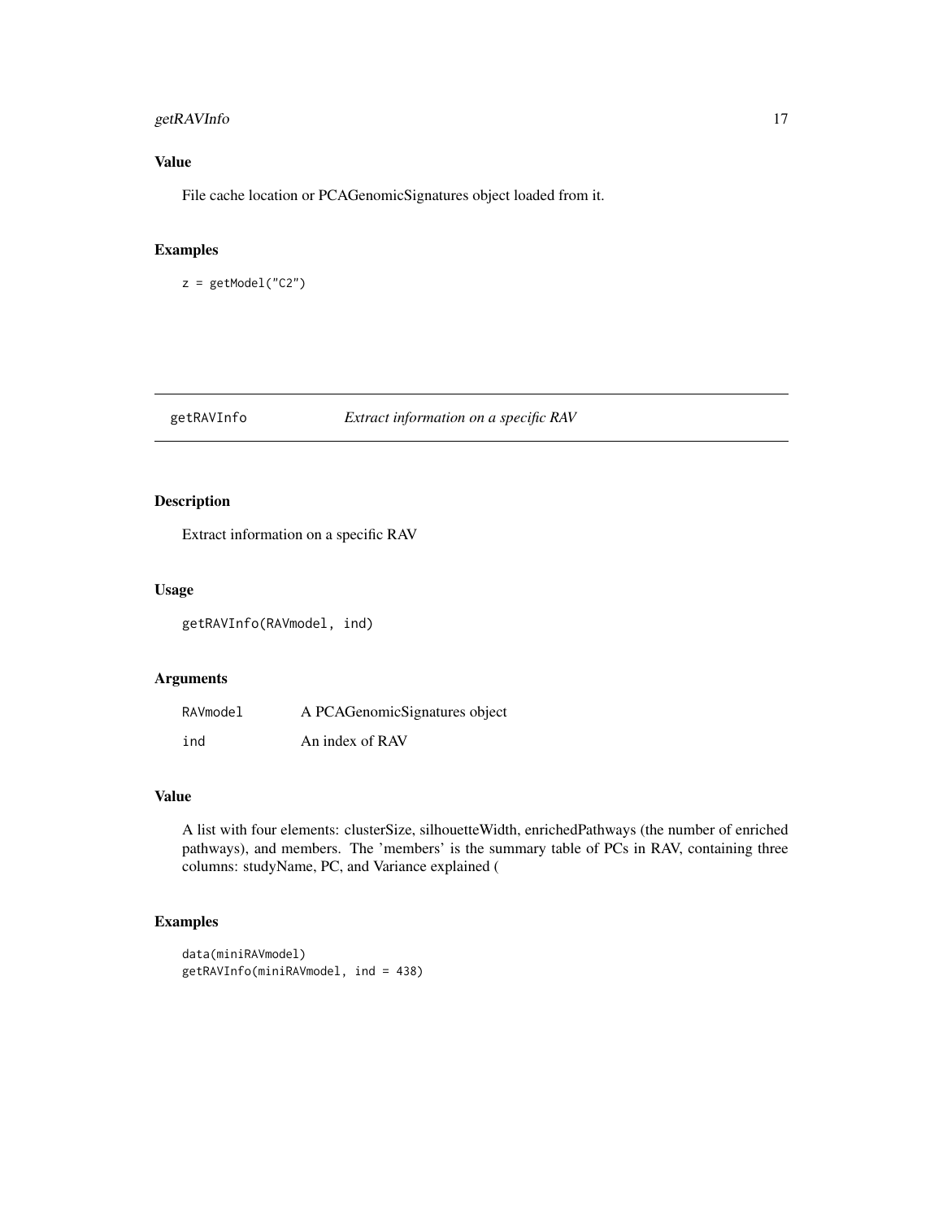### Value

File cache location or PCAGenomicSignatures object loaded from it.

### Examples

```
z = getModel("C2")
```

## getRAVInfo *Extract information on a specific RAV*

### Description

Extract information on a specific RAV

### Usage

```
getRAVInfo(RAVmodel, ind)
```

### Arguments

| | |
|---|---|
| RAVmodel | A PCAGenomicSignatures object |
| ind | An index of RAV |

### Value

A list with four elements: clusterSize, silhouetteWidth, enrichedPathways (the number of enriched pathways), and members. The 'members' is the summary table of PCs in RAV, containing three columns: studyName, PC, and Variance explained (

### Examples

```
data(miniRAVmodel)
getRAVInfo(miniRAVmodel, ind = 438)
```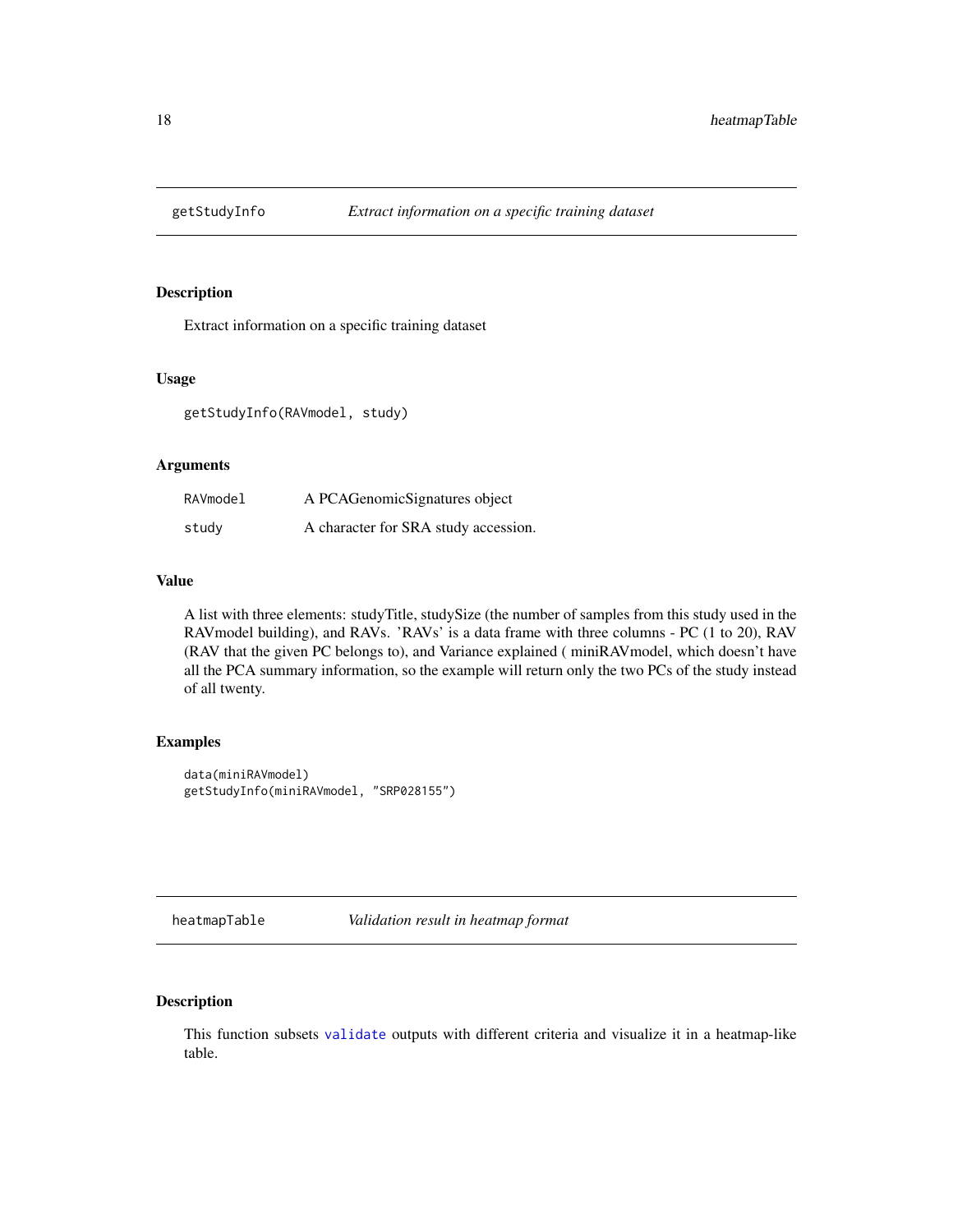## getStudyInfo — *Extract information on a specific training dataset*

### Description

Extract information on a specific training dataset

### Usage

```
getStudyInfo(RAVmodel, study)
```

### Arguments

| | |
|---|---|
| RAVmodel | A PCAGenomicSignatures object |
| study | A character for SRA study accession. |

### Value

A list with three elements: studyTitle, studySize (the number of samples from this study used in the RAVmodel building), and RAVs. 'RAVs' is a data frame with three columns - PC (1 to 20), RAV (RAV that the given PC belongs to), and Variance explained ( miniRAVmodel, which doesn't have all the PCA summary information, so the example will return only the two PCs of the study instead of all twenty.

### Examples

```
data(miniRAVmodel)
getStudyInfo(miniRAVmodel, "SRP028155")
```

## heatmapTable — *Validation result in heatmap format*

### Description

This function subsets validate outputs with different criteria and visualize it in a heatmap-like table.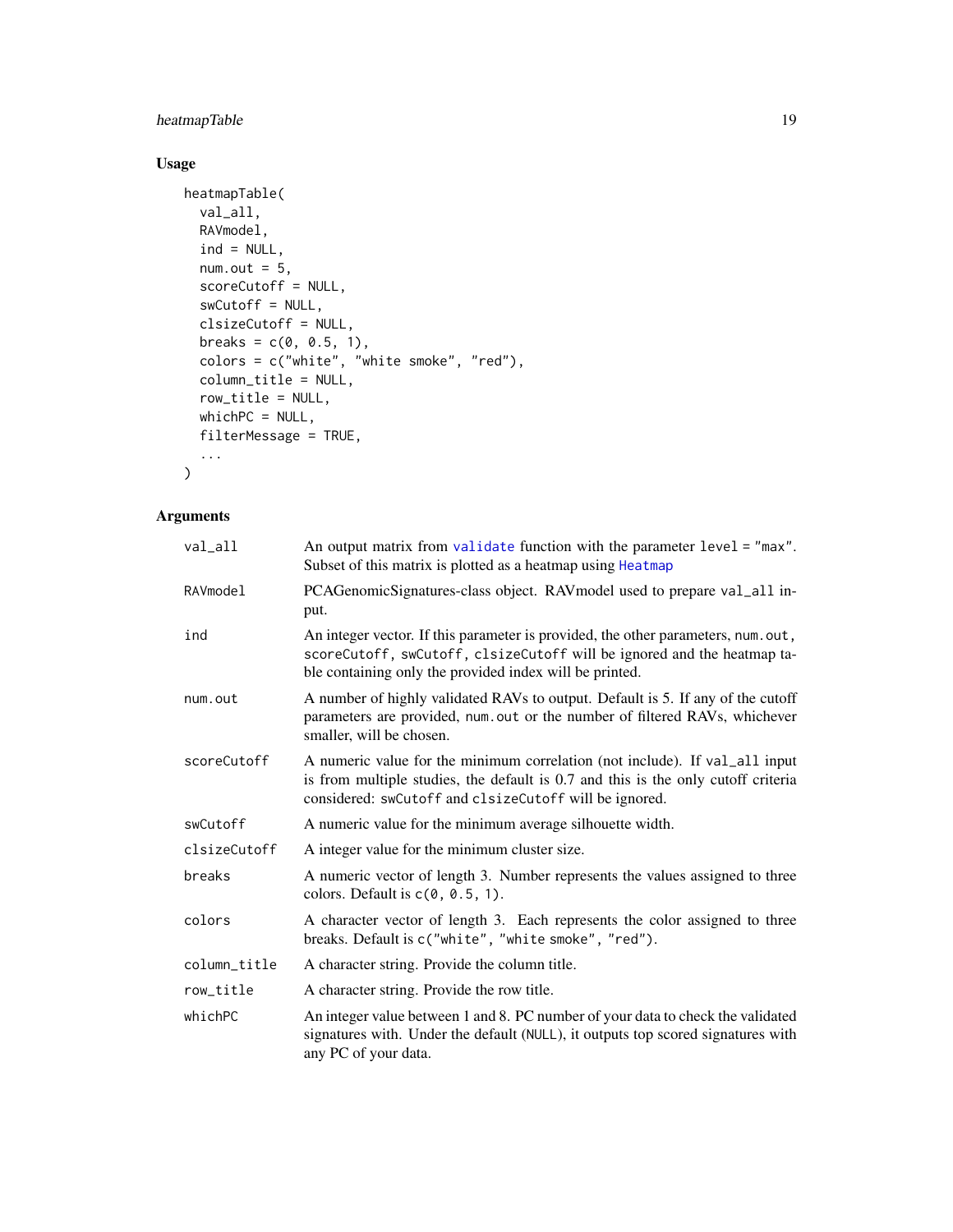## Usage

```
heatmapTable(
  val_all,
  RAVmodel,
  ind = NULL,
  num.out = 5,
  scoreCutoff = NULL,
  swCutoff = NULL,
  clsizeCutoff = NULL,
  breaks = c(0, 0.5, 1),
  colors = c("white", "white smoke", "red"),
  column_title = NULL,
  row_title = NULL,
  whichPC = NULL,
  filterMessage = TRUE,
  ...
)
```

## Arguments

| | |
|---|---|
| `val_all` | An output matrix from `validate` function with the parameter `level = "max"`. Subset of this matrix is plotted as a heatmap using `Heatmap` |
| `RAVmodel` | PCAGenomicSignatures-class object. RAVmodel used to prepare `val_all` input. |
| `ind` | An integer vector. If this parameter is provided, the other parameters, `num.out`, `scoreCutoff`, `swCutoff`, `clsizeCutoff` will be ignored and the heatmap table containing only the provided index will be printed. |
| `num.out` | A number of highly validated RAVs to output. Default is 5. If any of the cutoff parameters are provided, `num.out` or the number of filtered RAVs, whichever smaller, will be chosen. |
| `scoreCutoff` | A numeric value for the minimum correlation (not include). If `val_all` input is from multiple studies, the default is 0.7 and this is the only cutoff criteria considered: `swCutoff` and `clsizeCutoff` will be ignored. |
| `swCutoff` | A numeric value for the minimum average silhouette width. |
| `clsizeCutoff` | A integer value for the minimum cluster size. |
| `breaks` | A numeric vector of length 3. Number represents the values assigned to three colors. Default is `c(0, 0.5, 1)`. |
| `colors` | A character vector of length 3. Each represents the color assigned to three breaks. Default is `c("white", "white smoke", "red")`. |
| `column_title` | A character string. Provide the column title. |
| `row_title` | A character string. Provide the row title. |
| `whichPC` | An integer value between 1 and 8. PC number of your data to check the validated signatures with. Under the default (`NULL`), it outputs top scored signatures with any PC of your data. |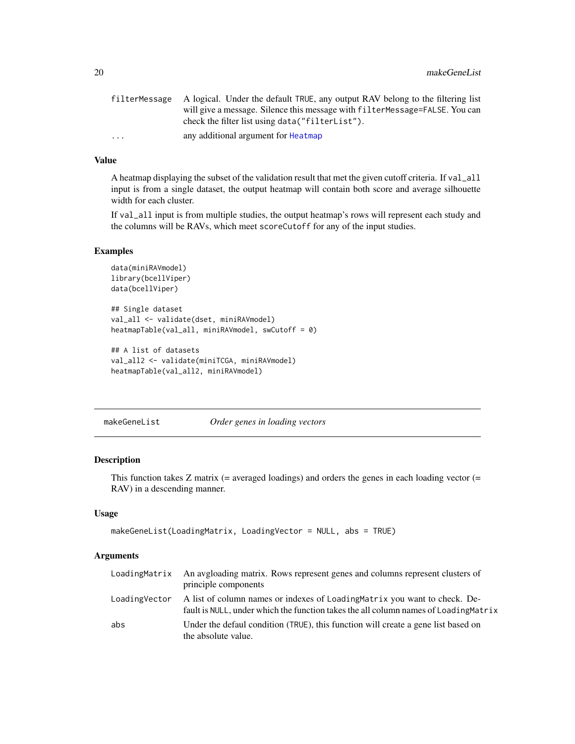| | |
|---|---|
| filterMessage | A logical. Under the default TRUE, any output RAV belong to the filtering list will give a message. Silence this message with filterMessage=FALSE. You can check the filter list using data("filterList"). |
| ... | any additional argument for Heatmap |

### Value

A heatmap displaying the subset of the validation result that met the given cutoff criteria. If val_all input is from a single dataset, the output heatmap will contain both score and average silhouette width for each cluster.

If val_all input is from multiple studies, the output heatmap's rows will represent each study and the columns will be RAVs, which meet scoreCutoff for any of the input studies.

### Examples

```
data(miniRAVmodel)
library(bcellViper)
data(bcellViper)

## Single dataset
val_all <- validate(dset, miniRAVmodel)
heatmapTable(val_all, miniRAVmodel, swCutoff = 0)

## A list of datasets
val_all2 <- validate(miniTCGA, miniRAVmodel)
heatmapTable(val_all2, miniRAVmodel)
```

---

## makeGeneList — *Order genes in loading vectors*

### Description

This function takes Z matrix (= averaged loadings) and orders the genes in each loading vector (= RAV) in a descending manner.

### Usage

```
makeGeneList(LoadingMatrix, LoadingVector = NULL, abs = TRUE)
```

### Arguments

| | |
|---|---|
| LoadingMatrix | An avgloading matrix. Rows represent genes and columns represent clusters of principle components |
| LoadingVector | A list of column names or indexes of LoadingMatrix you want to check. Default is NULL, under which the function takes the all column names of LoadingMatrix |
| abs | Under the defaul condition (TRUE), this function will create a gene list based on the absolute value. |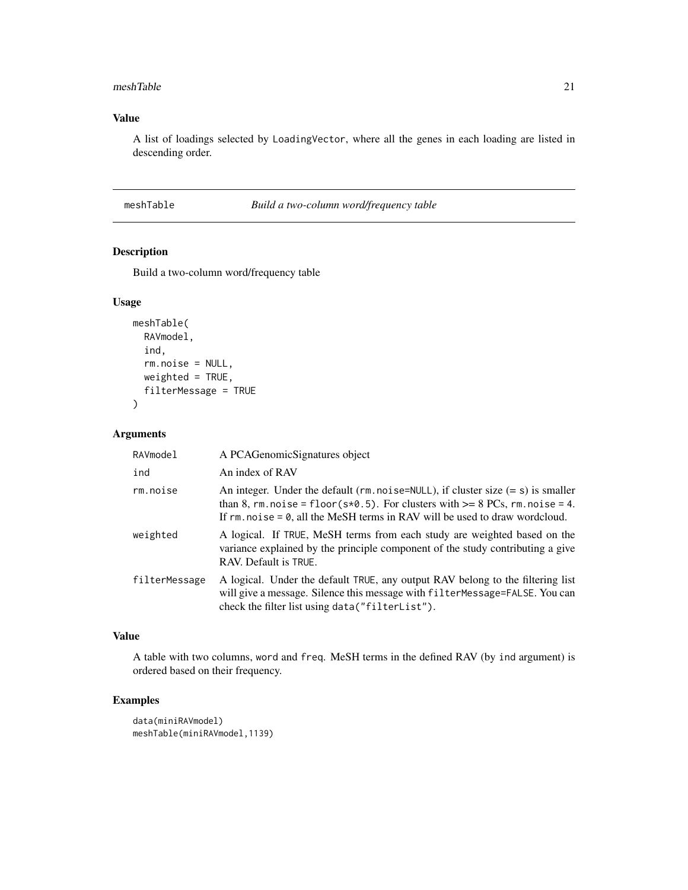## Value

A list of loadings selected by `LoadingVector`, where all the genes in each loading are listed in descending order.

---

# meshTable — *Build a two-column word/frequency table*

## Description

Build a two-column word/frequency table

## Usage

```
meshTable(
  RAVmodel,
  ind,
  rm.noise = NULL,
  weighted = TRUE,
  filterMessage = TRUE
)
```

## Arguments

| Argument | Description |
|---|---|
| `RAVmodel` | A PCAGenomicSignatures object |
| `ind` | An index of RAV |
| `rm.noise` | An integer. Under the default (`rm.noise=NULL`), if cluster size (= `s`) is smaller than 8, `rm.noise = floor(s*0.5)`. For clusters with >= 8 PCs, `rm.noise = 4`. If `rm.noise = 0`, all the MeSH terms in RAV will be used to draw wordcloud. |
| `weighted` | A logical. If `TRUE`, MeSH terms from each study are weighted based on the variance explained by the principle component of the study contributing a give RAV. Default is `TRUE`. |
| `filterMessage` | A logical. Under the default `TRUE`, any output RAV belong to the filtering list will give a message. Silence this message with `filterMessage=FALSE`. You can check the filter list using `data("filterList")`. |

## Value

A table with two columns, `word` and `freq`. MeSH terms in the defined RAV (by `ind` argument) is ordered based on their frequency.

## Examples

```
data(miniRAVmodel)
meshTable(miniRAVmodel,1139)
```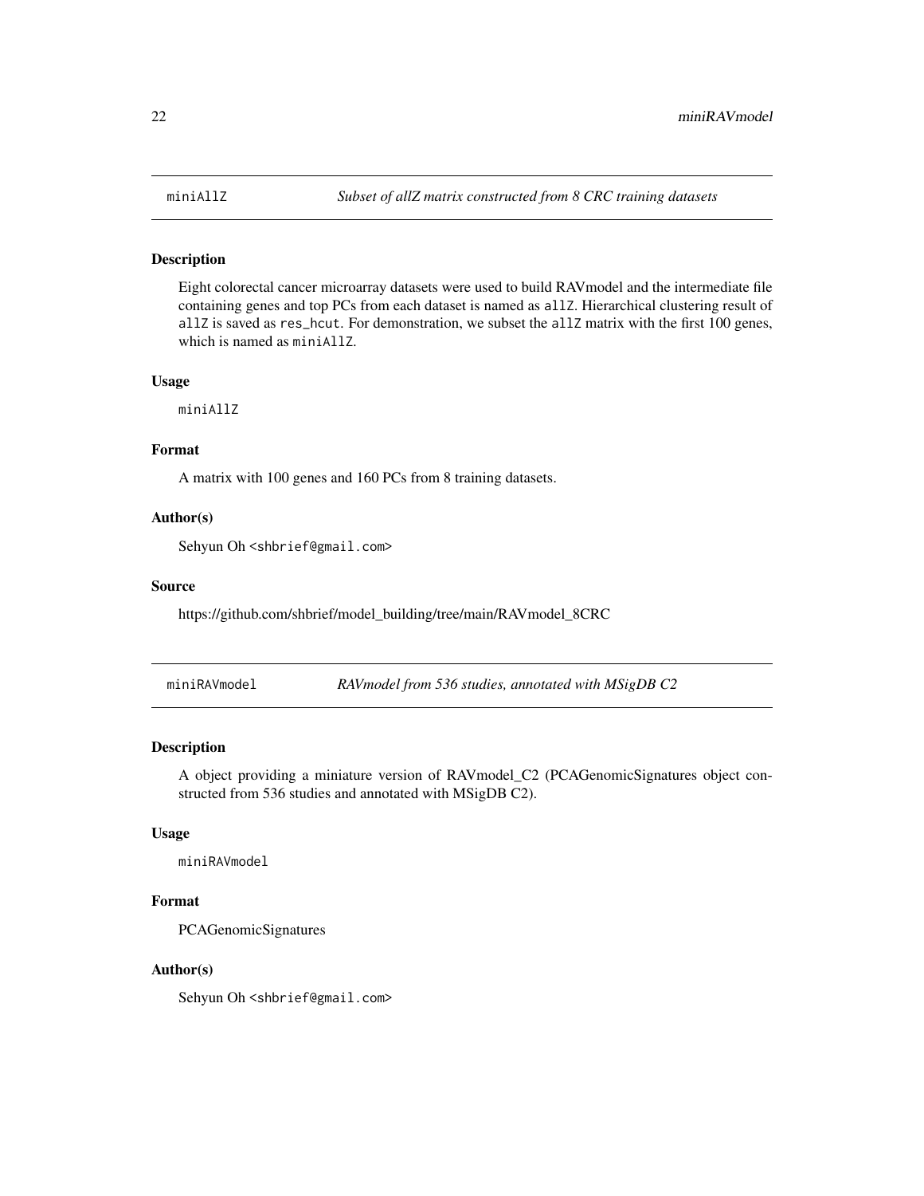## miniAllZ

*Subset of allZ matrix constructed from 8 CRC training datasets*

### Description

Eight colorectal cancer microarray datasets were used to build RAVmodel and the intermediate file containing genes and top PCs from each dataset is named as `allZ`. Hierarchical clustering result of `allZ` is saved as `res_hcut`. For demonstration, we subset the `allZ` matrix with the first 100 genes, which is named as `miniAllZ`.

### Usage

```
miniAllZ
```

### Format

A matrix with 100 genes and 160 PCs from 8 training datasets.

### Author(s)

Sehyun Oh <shbrief@gmail.com>

### Source

https://github.com/shbrief/model_building/tree/main/RAVmodel_8CRC

## miniRAVmodel

*RAVmodel from 536 studies, annotated with MSigDB C2*

### Description

A object providing a miniature version of RAVmodel_C2 (PCAGenomicSignatures object constructed from 536 studies and annotated with MSigDB C2).

### Usage

```
miniRAVmodel
```

### Format

PCAGenomicSignatures

### Author(s)

Sehyun Oh <shbrief@gmail.com>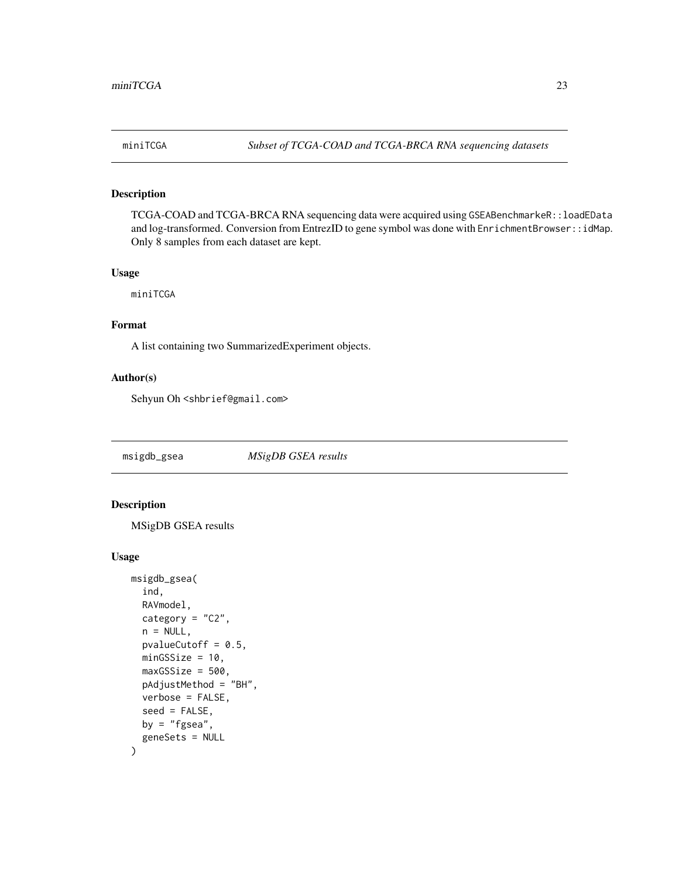## miniTCGA — *Subset of TCGA-COAD and TCGA-BRCA RNA sequencing datasets*

### Description

TCGA-COAD and TCGA-BRCA RNA sequencing data were acquired using `GSEABenchmarkeR::loadEData` and log-transformed. Conversion from EntrezID to gene symbol was done with `EnrichmentBrowser::idMap`. Only 8 samples from each dataset are kept.

### Usage

```
miniTCGA
```

### Format

A list containing two SummarizedExperiment objects.

### Author(s)

Sehyun Oh <shbrief@gmail.com>

## msigdb_gsea — *MSigDB GSEA results*

### Description

MSigDB GSEA results

### Usage

```
msigdb_gsea(
  ind,
  RAVmodel,
  category = "C2",
  n = NULL,
  pvalueCutoff = 0.5,
  minGSSize = 10,
  maxGSSize = 500,
  pAdjustMethod = "BH",
  verbose = FALSE,
  seed = FALSE,
  by = "fgsea",
  geneSets = NULL
)
```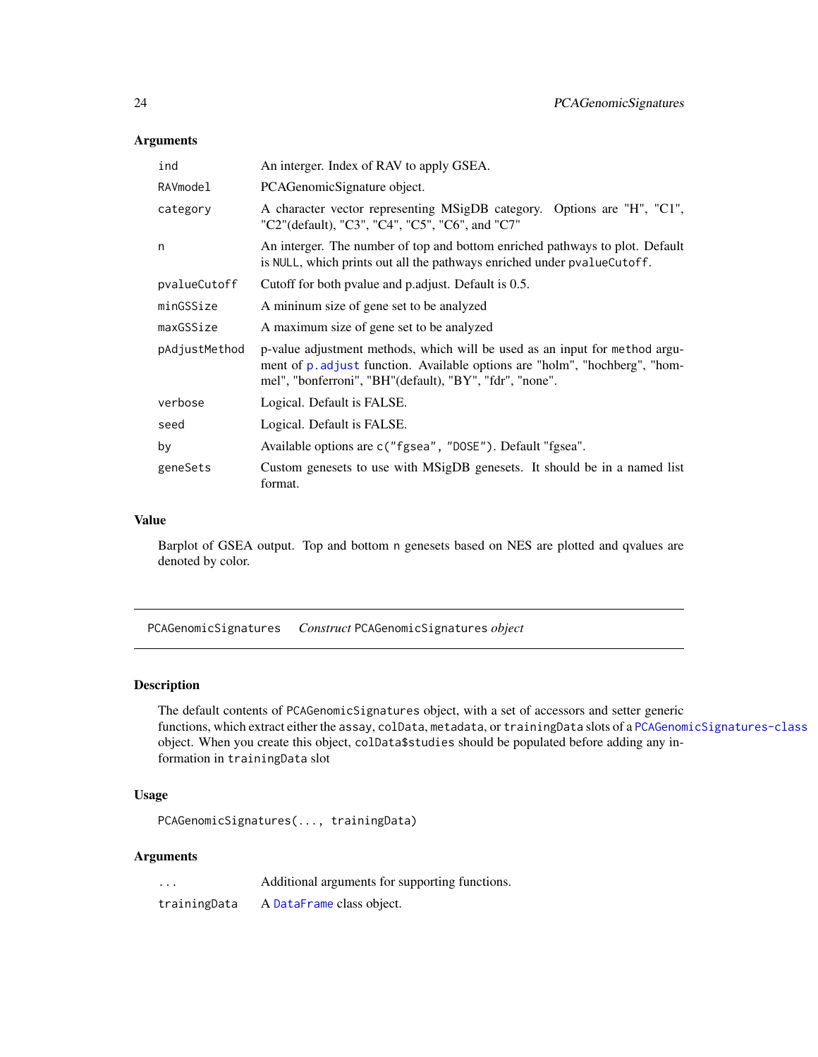### Arguments

| | |
|---|---|
| `ind` | An interger. Index of RAV to apply GSEA. |
| `RAVmodel` | PCAGenomicSignature object. |
| `category` | A character vector representing MSigDB category. Options are "H", "C1", "C2"(default), "C3", "C4", "C5", "C6", and "C7" |
| `n` | An integer. The number of top and bottom enriched pathways to plot. Default is `NULL`, which prints out all the pathways enriched under `pvalueCutoff`. |
| `pvalueCutoff` | Cutoff for both pvalue and p.adjust. Default is 0.5. |
| `minGSSize` | A mininum size of gene set to be analyzed |
| `maxGSSize` | A maximum size of gene set to be analyzed |
| `pAdjustMethod` | p-value adjustment methods, which will be used as an input for `method` argument of `p.adjust` function. Available options are "holm", "hochberg", "hommel", "bonferroni", "BH"(default), "BY", "fdr", "none". |
| `verbose` | Logical. Default is FALSE. |
| `seed` | Logical. Default is FALSE. |
| `by` | Available options are `c("fgsea", "DOSE")`. Default "fgsea". |
| `geneSets` | Custom genesets to use with MSigDB genesets. It should be in a named list format. |

### Value

Barplot of GSEA output. Top and bottom `n` genesets based on NES are plotted and qvalues are denoted by color.

---

## PCAGenomicSignatures &nbsp;&nbsp; *Construct* `PCAGenomicSignatures` *object*

### Description

The default contents of `PCAGenomicSignatures` object, with a set of accessors and setter generic functions, which extract either the `assay`, `colData`, `metadata`, or `trainingData` slots of a `PCAGenomicSignatures-class` object. When you create this object, `colData$studies` should be populated before adding any information in `trainingData` slot

### Usage

```
PCAGenomicSignatures(..., trainingData)
```

### Arguments

| | |
|---|---|
| `...` | Additional arguments for supporting functions. |
| `trainingData` | A `DataFrame` class object. |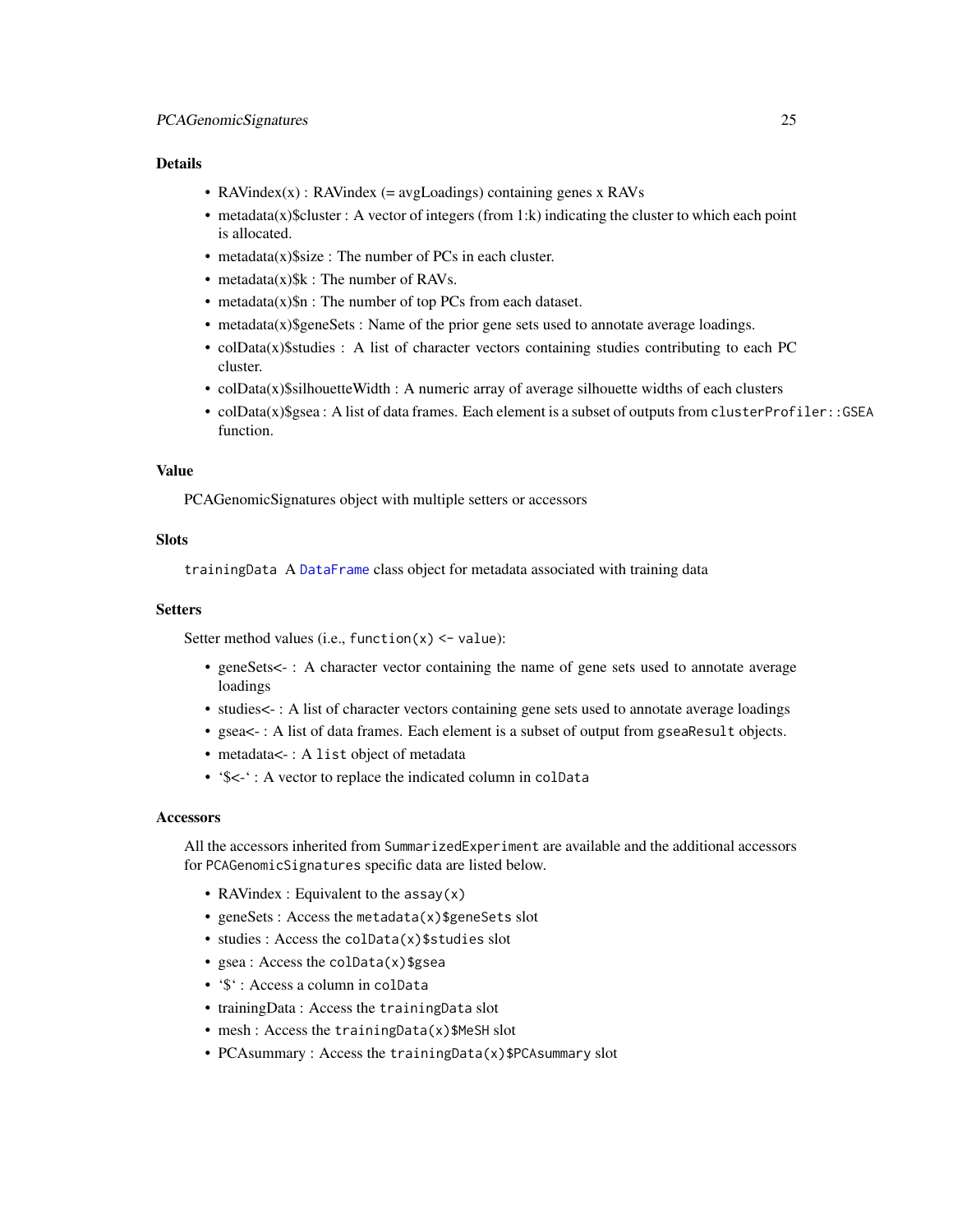## Details

- RAVindex(x) : RAVindex (= avgLoadings) containing genes x RAVs
- metadata(x)$cluster : A vector of integers (from 1:k) indicating the cluster to which each point is allocated.
- metadata(x)$size : The number of PCs in each cluster.
- metadata(x)$k : The number of RAVs.
- metadata(x)$n : The number of top PCs from each dataset.
- metadata(x)$geneSets : Name of the prior gene sets used to annotate average loadings.
- colData(x)$studies : A list of character vectors containing studies contributing to each PC cluster.
- colData(x)$silhouetteWidth : A numeric array of average silhouette widths of each clusters
- colData(x)$gsea : A list of data frames. Each element is a subset of outputs from `clusterProfiler::GSEA` function.

## Value

PCAGenomicSignatures object with multiple setters or accessors

## Slots

`trainingData` A `DataFrame` class object for metadata associated with training data

## Setters

Setter method values (i.e., `function(x) <- value`):

- geneSets<- : A character vector containing the name of gene sets used to annotate average loadings
- studies<- : A list of character vectors containing gene sets used to annotate average loadings
- gsea<- : A list of data frames. Each element is a subset of output from `gseaResult` objects.
- metadata<- : A `list` object of metadata
- '$<-' : A vector to replace the indicated column in `colData`

## Accessors

All the accessors inherited from `SummarizedExperiment` are available and the additional accessors for `PCAGenomicSignatures` specific data are listed below.

- RAVindex : Equivalent to the `assay(x)`
- geneSets : Access the `metadata(x)$geneSets` slot
- studies : Access the `colData(x)$studies` slot
- gsea : Access the `colData(x)$gsea`
- '$' : Access a column in `colData`
- trainingData : Access the `trainingData` slot
- mesh : Access the `trainingData(x)$MeSH` slot
- PCAsummary : Access the `trainingData(x)$PCAsummary` slot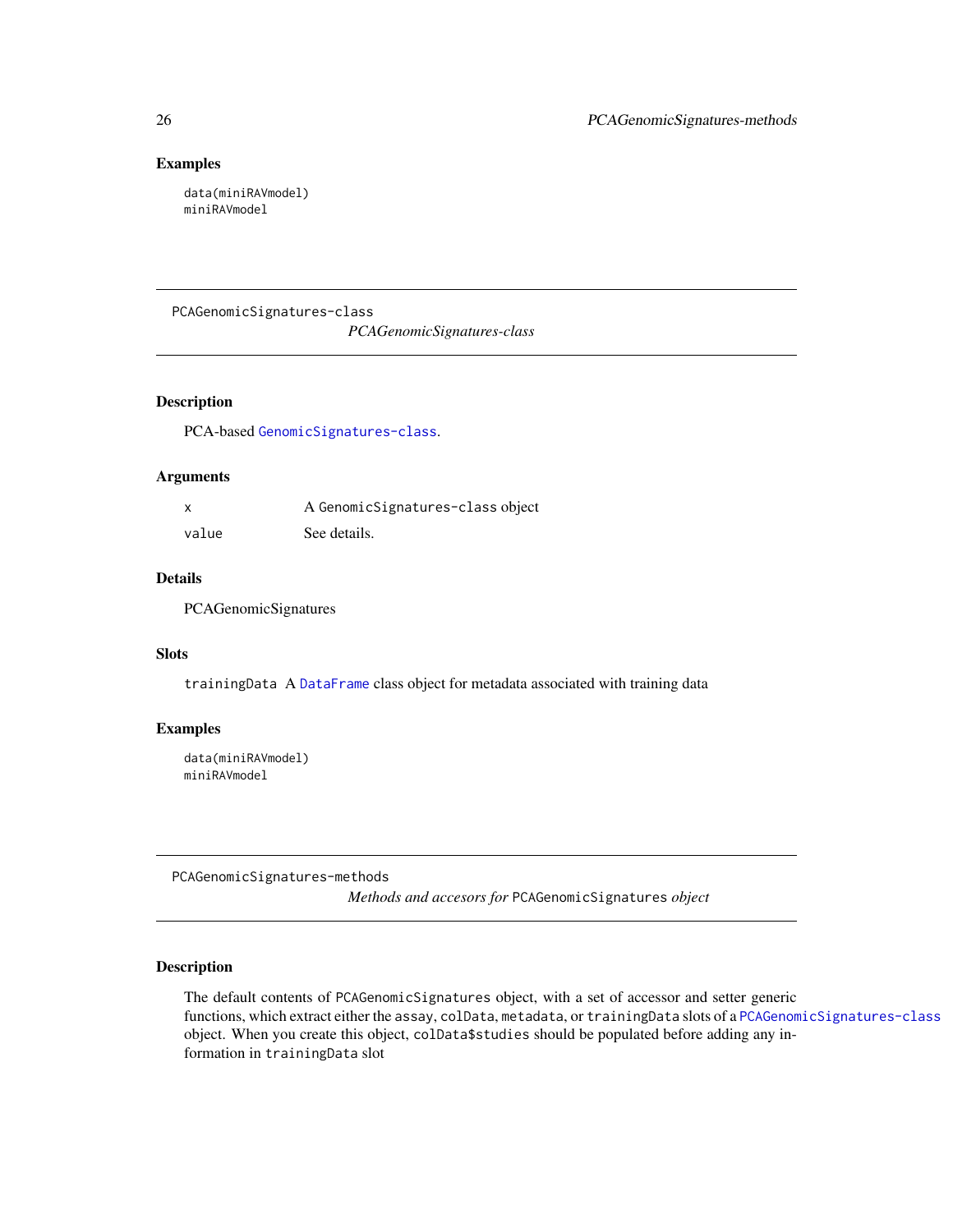## Examples

```
data(miniRAVmodel)
miniRAVmodel
```

---

PCAGenomicSignatures-class
*PCAGenomicSignatures-class*

---

## Description

PCA-based `GenomicSignatures-class`.

## Arguments

| | |
|---|---|
| `x` | A `GenomicSignatures-class` object |
| `value` | See details. |

## Details

PCAGenomicSignatures

## Slots

`trainingData` A `DataFrame` class object for metadata associated with training data

## Examples

```
data(miniRAVmodel)
miniRAVmodel
```

---

PCAGenomicSignatures-methods
*Methods and accesors for* `PCAGenomicSignatures` *object*

---

## Description

The default contents of `PCAGenomicSignatures` object, with a set of accessor and setter generic functions, which extract either the `assay`, `colData`, `metadata`, or `trainingData` slots of a `PCAGenomicSignatures-class` object. When you create this object, `colData$studies` should be populated before adding any information in `trainingData` slot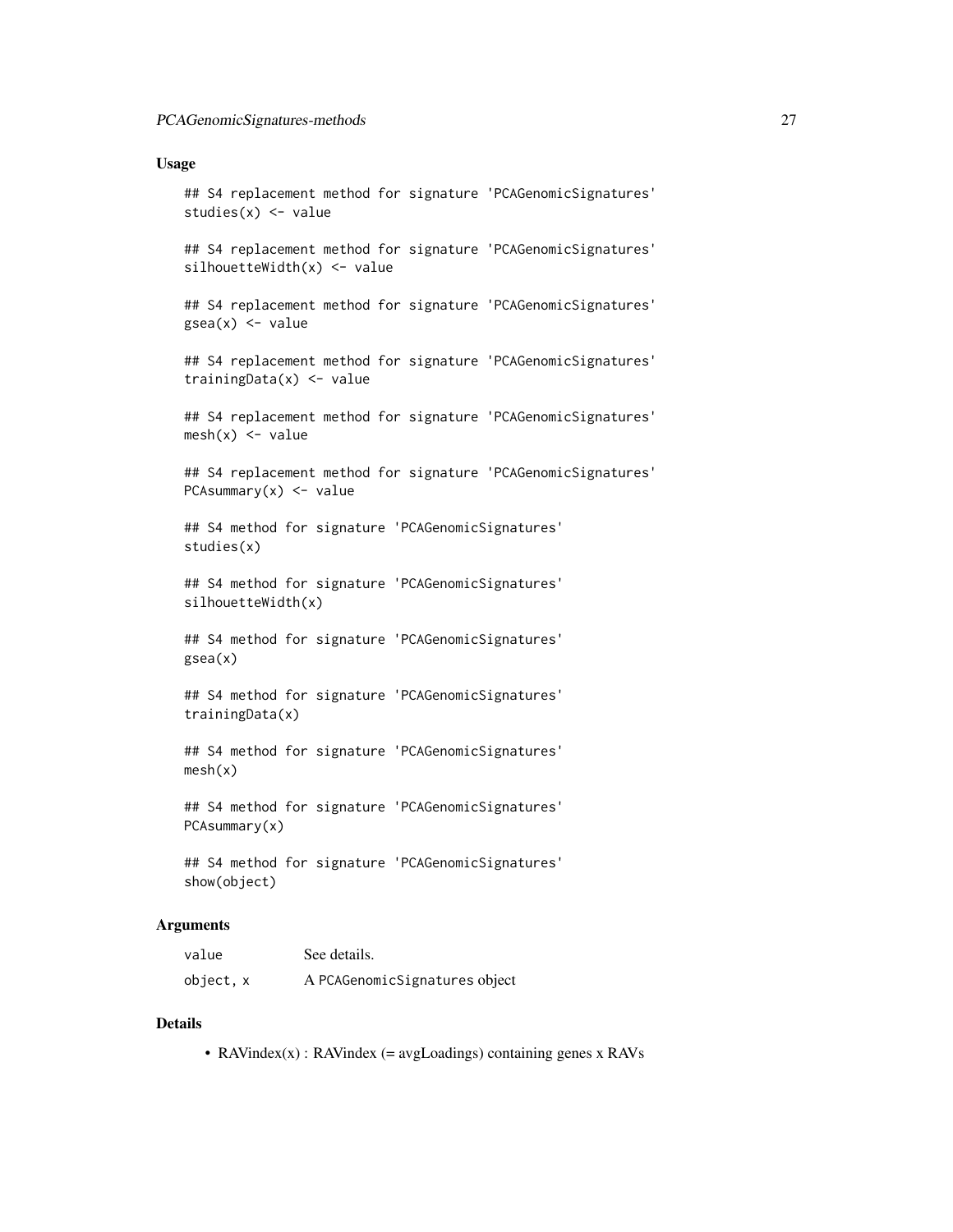### Usage

```
## S4 replacement method for signature 'PCAGenomicSignatures'
studies(x) <- value

## S4 replacement method for signature 'PCAGenomicSignatures'
silhouetteWidth(x) <- value

## S4 replacement method for signature 'PCAGenomicSignatures'
gsea(x) <- value

## S4 replacement method for signature 'PCAGenomicSignatures'
trainingData(x) <- value

## S4 replacement method for signature 'PCAGenomicSignatures'
mesh(x) <- value

## S4 replacement method for signature 'PCAGenomicSignatures'
PCAsummary(x) <- value

## S4 method for signature 'PCAGenomicSignatures'
studies(x)

## S4 method for signature 'PCAGenomicSignatures'
silhouetteWidth(x)

## S4 method for signature 'PCAGenomicSignatures'
gsea(x)

## S4 method for signature 'PCAGenomicSignatures'
trainingData(x)

## S4 method for signature 'PCAGenomicSignatures'
mesh(x)

## S4 method for signature 'PCAGenomicSignatures'
PCAsummary(x)

## S4 method for signature 'PCAGenomicSignatures'
show(object)
```

### Arguments

| | |
|---|---|
| `value` | See details. |
| `object, x` | A `PCAGenomicSignatures` object |

### Details

- RAVindex(x) : RAVindex (= avgLoadings) containing genes x RAVs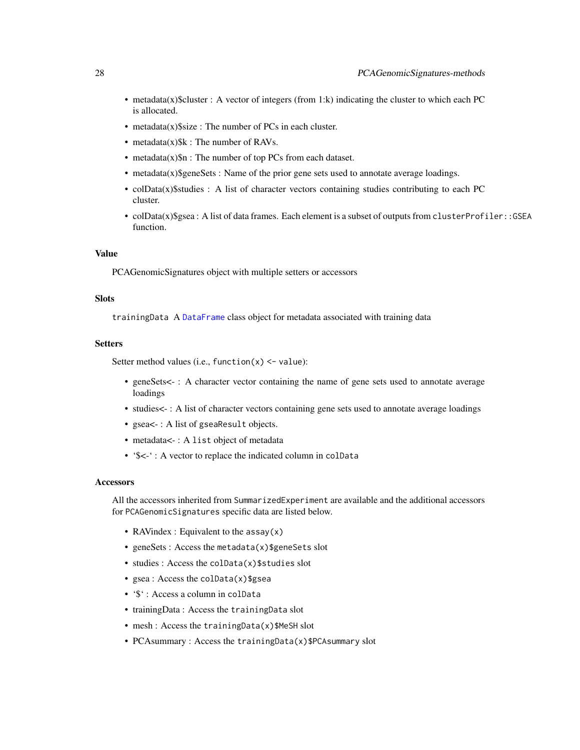- metadata(x)$cluster : A vector of integers (from 1:k) indicating the cluster to which each PC is allocated.
- metadata(x)$size : The number of PCs in each cluster.
- metadata(x)$k : The number of RAVs.
- metadata(x)$n : The number of top PCs from each dataset.
- metadata(x)$geneSets : Name of the prior gene sets used to annotate average loadings.
- colData(x)$studies : A list of character vectors containing studies contributing to each PC cluster.
- colData(x)$gsea : A list of data frames. Each element is a subset of outputs from `clusterProfiler::GSEA` function.

### Value

PCAGenomicSignatures object with multiple setters or accessors

### Slots

`trainingData` A DataFrame class object for metadata associated with training data

### Setters

Setter method values (i.e., `function(x) <- value`):

- geneSets<- : A character vector containing the name of gene sets used to annotate average loadings
- studies<- : A list of character vectors containing gene sets used to annotate average loadings
- gsea<- : A list of `gseaResult` objects.
- metadata<- : A `list` object of metadata
- '$<-' : A vector to replace the indicated column in `colData`

### Accessors

All the accessors inherited from `SummarizedExperiment` are available and the additional accessors for `PCAGenomicSignatures` specific data are listed below.

- RAVindex : Equivalent to the `assay(x)`
- geneSets : Access the `metadata(x)$geneSets` slot
- studies : Access the `colData(x)$studies` slot
- gsea : Access the `colData(x)$gsea`
- '$' : Access a column in `colData`
- trainingData : Access the `trainingData` slot
- mesh : Access the `trainingData(x)$MeSH` slot
- PCAsummary : Access the `trainingData(x)$PCAsummary` slot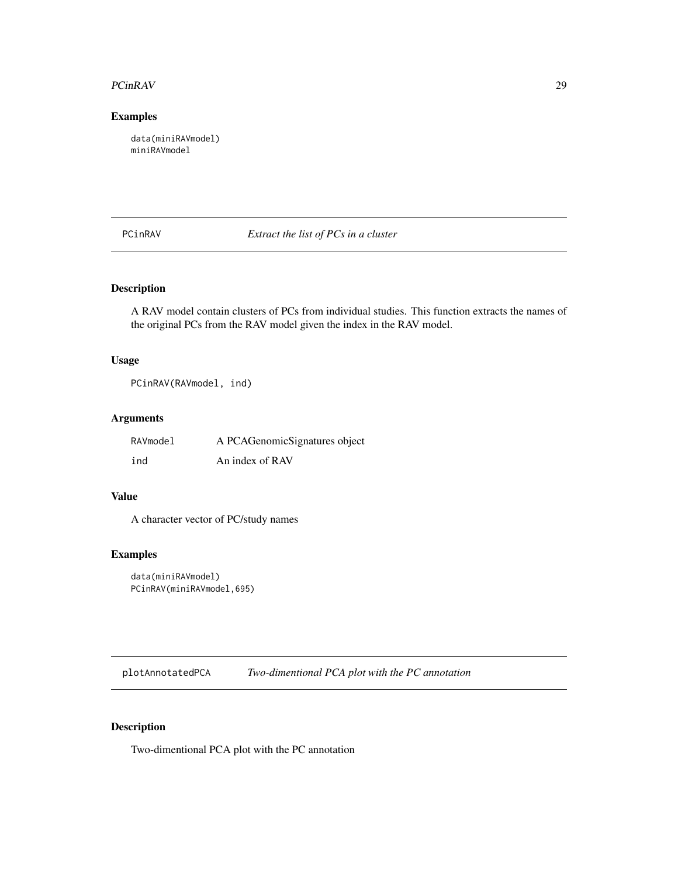## Examples

```
data(miniRAVmodel)
miniRAVmodel
```

---

# PCinRAV — *Extract the list of PCs in a cluster*

---

## Description

A RAV model contain clusters of PCs from individual studies. This function extracts the names of the original PCs from the RAV model given the index in the RAV model.

## Usage

```
PCinRAV(RAVmodel, ind)
```

## Arguments

| | |
|---|---|
| RAVmodel | A PCAGenomicSignatures object |
| ind | An index of RAV |

## Value

A character vector of PC/study names

## Examples

```
data(miniRAVmodel)
PCinRAV(miniRAVmodel,695)
```

---

# plotAnnotatedPCA — *Two-dimentional PCA plot with the PC annotation*

---

## Description

Two-dimentional PCA plot with the PC annotation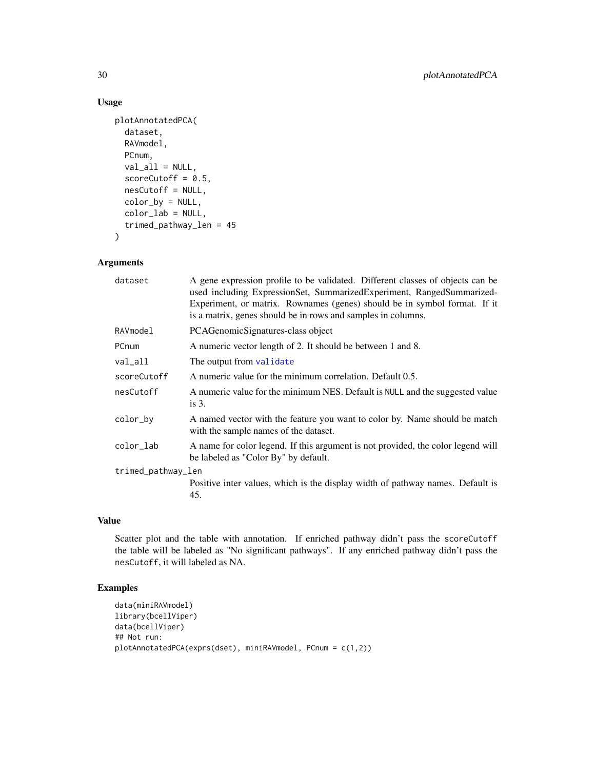## Usage

```
plotAnnotatedPCA(
  dataset,
  RAVmodel,
  PCnum,
  val_all = NULL,
  scoreCutoff = 0.5,
  nesCutoff = NULL,
  color_by = NULL,
  color_lab = NULL,
  trimed_pathway_len = 45
)
```

## Arguments

| Argument | Description |
|---|---|
| `dataset` | A gene expression profile to be validated. Different classes of objects can be used including ExpressionSet, SummarizedExperiment, RangedSummarized-Experiment, or matrix. Rownames (genes) should be in symbol format. If it is a matrix, genes should be in rows and samples in columns. |
| `RAVmodel` | PCAGenomicSignatures-class object |
| `PCnum` | A numeric vector length of 2. It should be between 1 and 8. |
| `val_all` | The output from `validate` |
| `scoreCutoff` | A numeric value for the minimum correlation. Default 0.5. |
| `nesCutoff` | A numeric value for the minimum NES. Default is `NULL` and the suggested value is 3. |
| `color_by` | A named vector with the feature you want to color by. Name should be match with the sample names of the dataset. |
| `color_lab` | A name for color legend. If this argument is not provided, the color legend will be labeled as "Color By" by default. |
| `trimed_pathway_len` | Positive inter values, which is the display width of pathway names. Default is 45. |

## Value

Scatter plot and the table with annotation. If enriched pathway didn't pass the `scoreCutoff` the table will be labeled as "No significant pathways". If any enriched pathway didn't pass the `nesCutoff`, it will labeled as NA.

## Examples

```
data(miniRAVmodel)
library(bcellViper)
data(bcellViper)
## Not run:
plotAnnotatedPCA(exprs(dset), miniRAVmodel, PCnum = c(1,2))
```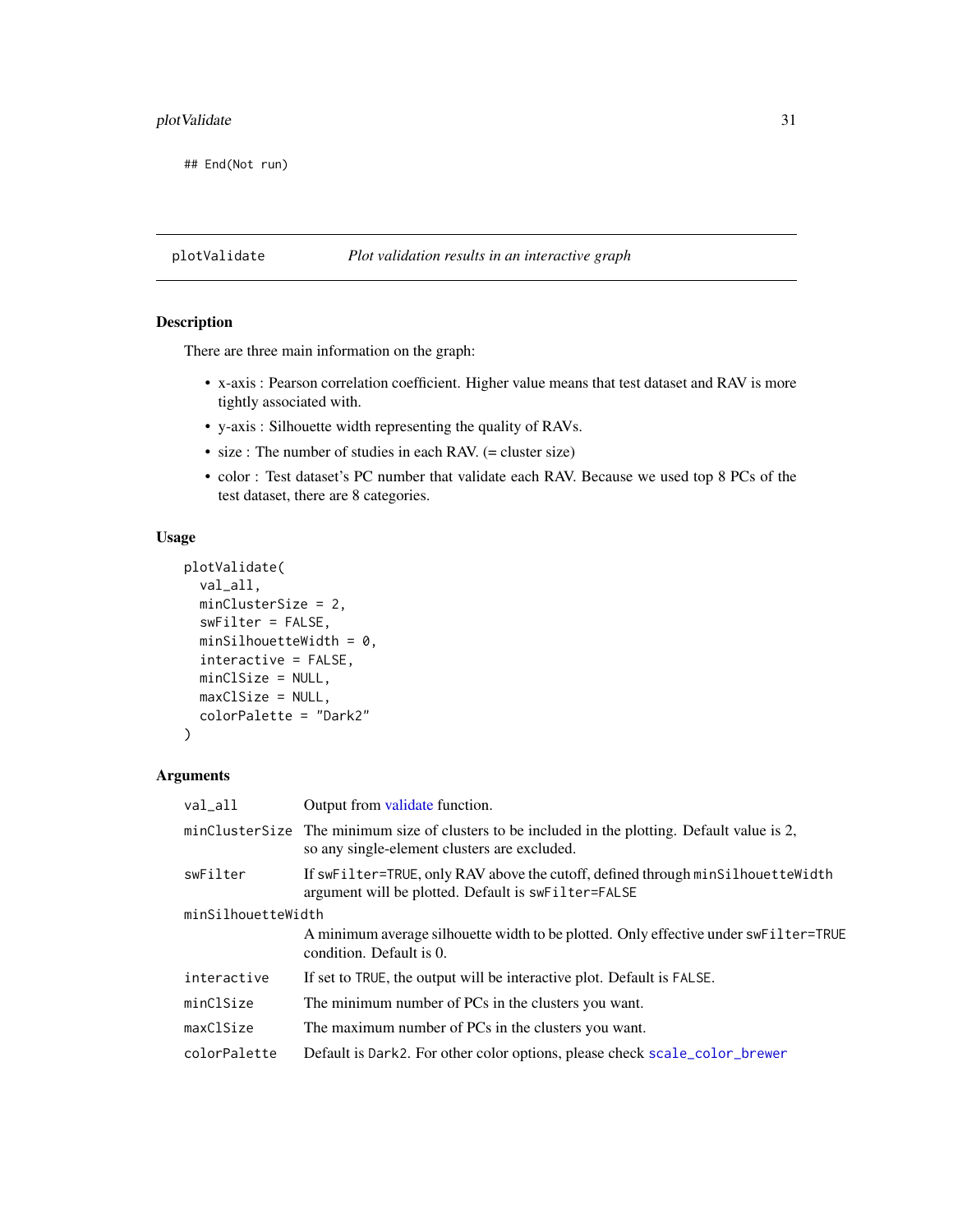```
## End(Not run)
```

## plotValidate — *Plot validation results in an interactive graph*

### Description

There are three main information on the graph:

- x-axis : Pearson correlation coefficient. Higher value means that test dataset and RAV is more tightly associated with.
- y-axis : Silhouette width representing the quality of RAVs.
- size : The number of studies in each RAV. (= cluster size)
- color : Test dataset's PC number that validate each RAV. Because we used top 8 PCs of the test dataset, there are 8 categories.

### Usage

```
plotValidate(
  val_all,
  minClusterSize = 2,
  swFilter = FALSE,
  minSilhouetteWidth = 0,
  interactive = FALSE,
  minClSize = NULL,
  maxClSize = NULL,
  colorPalette = "Dark2"
)
```

### Arguments

| | |
|---|---|
| `val_all` | Output from validate function. |
| `minClusterSize` | The minimum size of clusters to be included in the plotting. Default value is 2, so any single-element clusters are excluded. |
| `swFilter` | If `swFilter=TRUE`, only RAV above the cutoff, defined through `minSilhouetteWidth` argument will be plotted. Default is `swFilter=FALSE` |
| `minSilhouetteWidth` | A minimum average silhouette width to be plotted. Only effective under `swFilter=TRUE` condition. Default is 0. |
| `interactive` | If set to `TRUE`, the output will be interactive plot. Default is `FALSE`. |
| `minClSize` | The minimum number of PCs in the clusters you want. |
| `maxClSize` | The maximum number of PCs in the clusters you want. |
| `colorPalette` | Default is `Dark2`. For other color options, please check `scale_color_brewer` |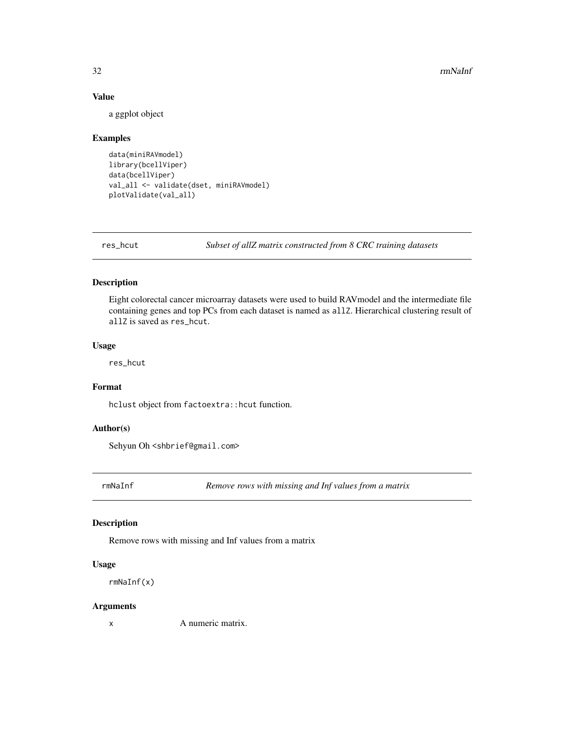### Value

a ggplot object

### Examples

```
data(miniRAVmodel)
library(bcellViper)
data(bcellViper)
val_all <- validate(dset, miniRAVmodel)
plotValidate(val_all)
```

---

## res_hcut *Subset of allZ matrix constructed from 8 CRC training datasets*

### Description

Eight colorectal cancer microarray datasets were used to build RAVmodel and the intermediate file containing genes and top PCs from each dataset is named as `allZ`. Hierarchical clustering result of `allZ` is saved as `res_hcut`.

### Usage

```
res_hcut
```

### Format

`hclust` object from `factoextra::hcut` function.

### Author(s)

Sehyun Oh <shbrief@gmail.com>

---

## rmNaInf *Remove rows with missing and Inf values from a matrix*

### Description

Remove rows with missing and Inf values from a matrix

### Usage

```
rmNaInf(x)
```

### Arguments

| | |
|---|---|
| x | A numeric matrix. |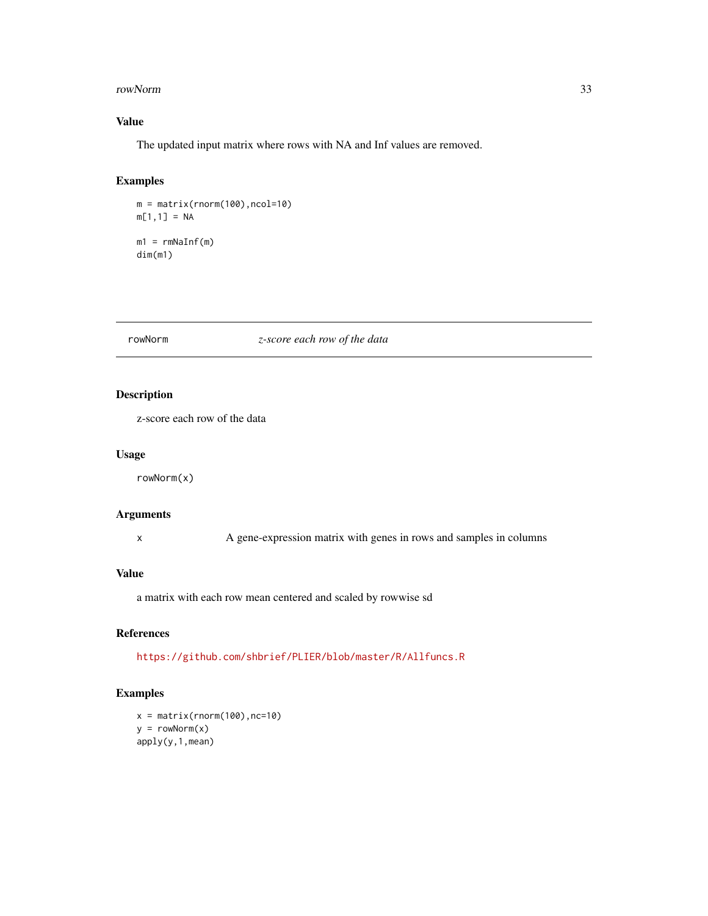### Value

The updated input matrix where rows with NA and Inf values are removed.

### Examples

```
m = matrix(rnorm(100),ncol=10)
m[1,1] = NA

m1 = rmNaInf(m)
dim(m1)
```

---

## rowNorm *z-score each row of the data*

---

### Description

z-score each row of the data

### Usage

```
rowNorm(x)
```

### Arguments

| | |
|---|---|
| x | A gene-expression matrix with genes in rows and samples in columns |

### Value

a matrix with each row mean centered and scaled by rowwise sd

### References

https://github.com/shbrief/PLIER/blob/master/R/Allfuncs.R

### Examples

```
x = matrix(rnorm(100),nc=10)
y = rowNorm(x)
apply(y,1,mean)
```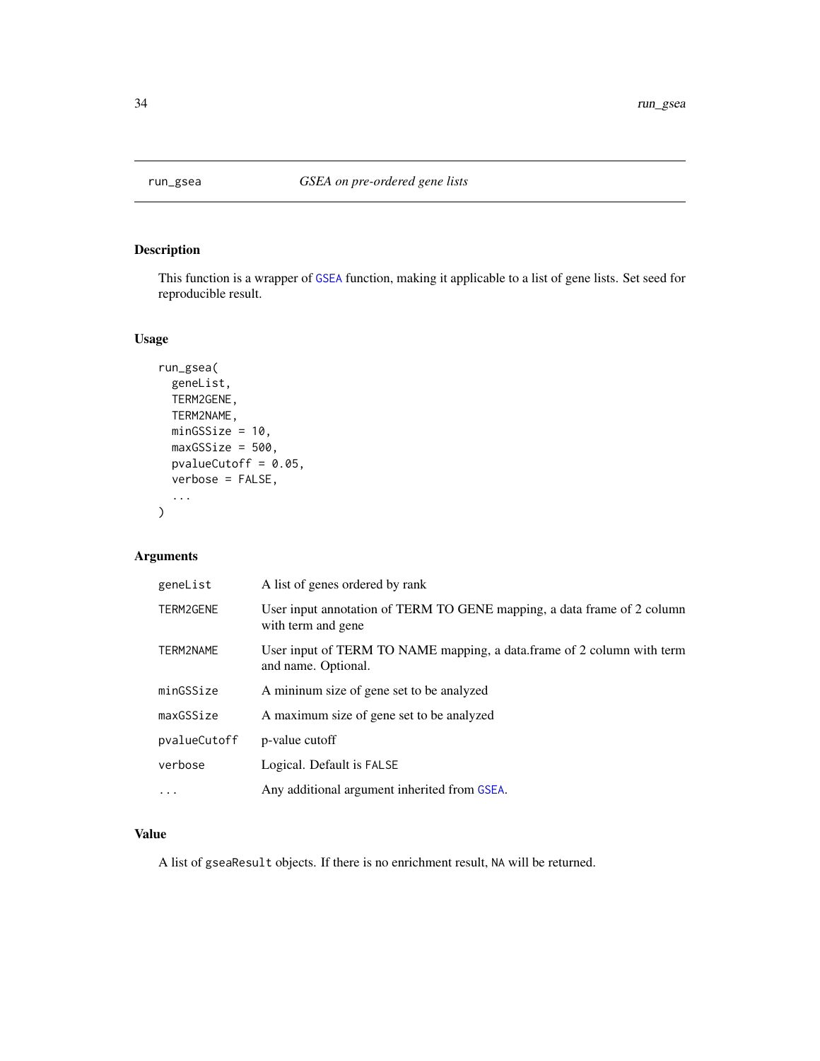## run_gsea    *GSEA on pre-ordered gene lists*

### Description

This function is a wrapper of GSEA function, making it applicable to a list of gene lists. Set seed for reproducible result.

### Usage

```
run_gsea(
  geneList,
  TERM2GENE,
  TERM2NAME,
  minGSSize = 10,
  maxGSSize = 500,
  pvalueCutoff = 0.05,
  verbose = FALSE,
  ...
)
```

### Arguments

| | |
|---|---|
| geneList | A list of genes ordered by rank |
| TERM2GENE | User input annotation of TERM TO GENE mapping, a data frame of 2 column with term and gene |
| TERM2NAME | User input of TERM TO NAME mapping, a data.frame of 2 column with term and name. Optional. |
| minGSSize | A mininum size of gene set to be analyzed |
| maxGSSize | A maximum size of gene set to be analyzed |
| pvalueCutoff | p-value cutoff |
| verbose | Logical. Default is FALSE |
| ... | Any additional argument inherited from GSEA. |

### Value

A list of gseaResult objects. If there is no enrichment result, NA will be returned.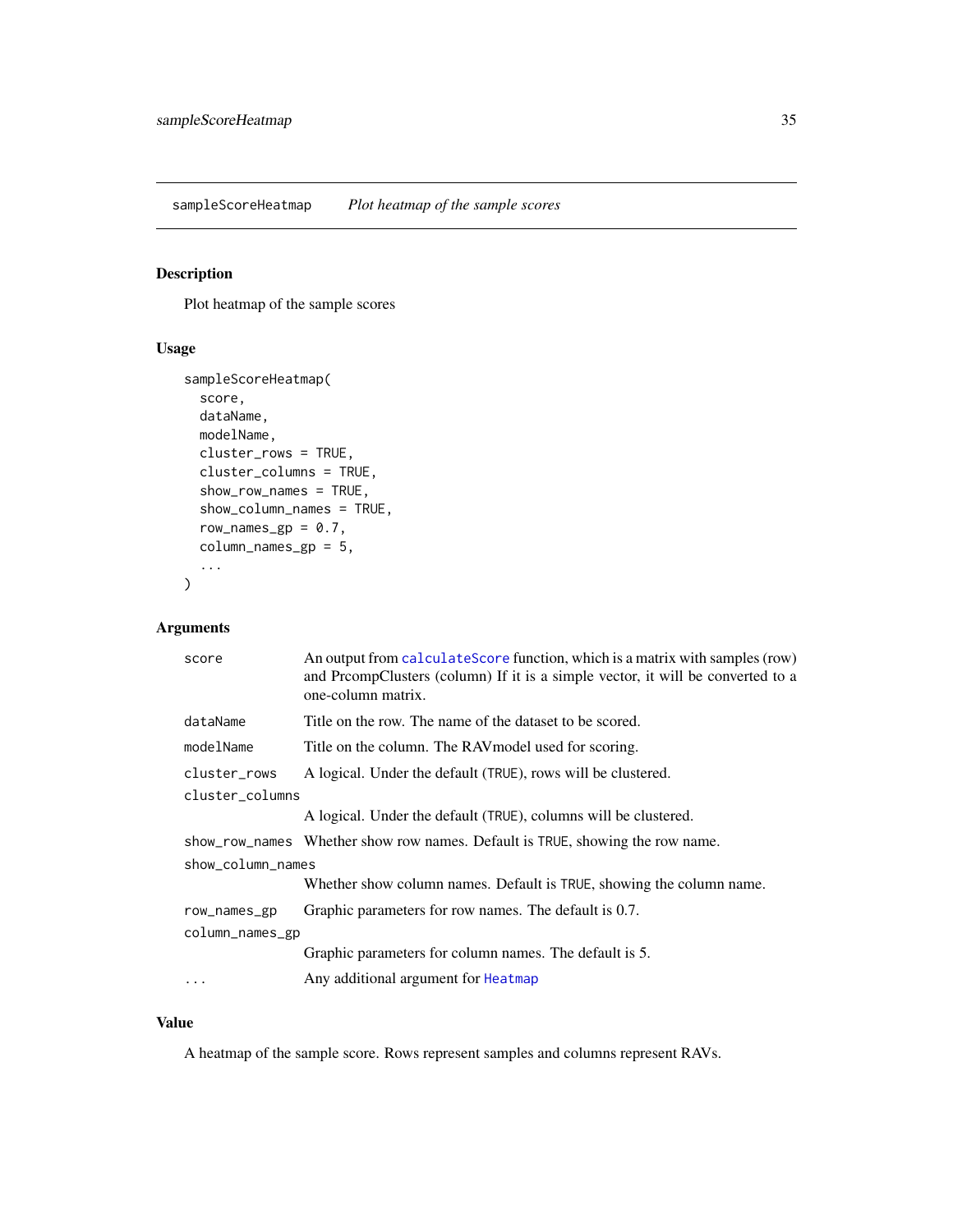## sampleScoreHeatmap *Plot heatmap of the sample scores*

### Description

Plot heatmap of the sample scores

### Usage

```
sampleScoreHeatmap(
  score,
  dataName,
  modelName,
  cluster_rows = TRUE,
  cluster_columns = TRUE,
  show_row_names = TRUE,
  show_column_names = TRUE,
  row_names_gp = 0.7,
  column_names_gp = 5,
  ...
)
```

### Arguments

| Argument | Description |
|---|---|
| `score` | An output from `calculateScore` function, which is a matrix with samples (row) and PrcompClusters (column) If it is a simple vector, it will be converted to a one-column matrix. |
| `dataName` | Title on the row. The name of the dataset to be scored. |
| `modelName` | Title on the column. The RAVmodel used for scoring. |
| `cluster_rows` | A logical. Under the default (`TRUE`), rows will be clustered. |
| `cluster_columns` | A logical. Under the default (`TRUE`), columns will be clustered. |
| `show_row_names` | Whether show row names. Default is `TRUE`, showing the row name. |
| `show_column_names` | Whether show column names. Default is `TRUE`, showing the column name. |
| `row_names_gp` | Graphic parameters for row names. The default is 0.7. |
| `column_names_gp` | Graphic parameters for column names. The default is 5. |
| `...` | Any additional argument for `Heatmap` |

### Value

A heatmap of the sample score. Rows represent samples and columns represent RAVs.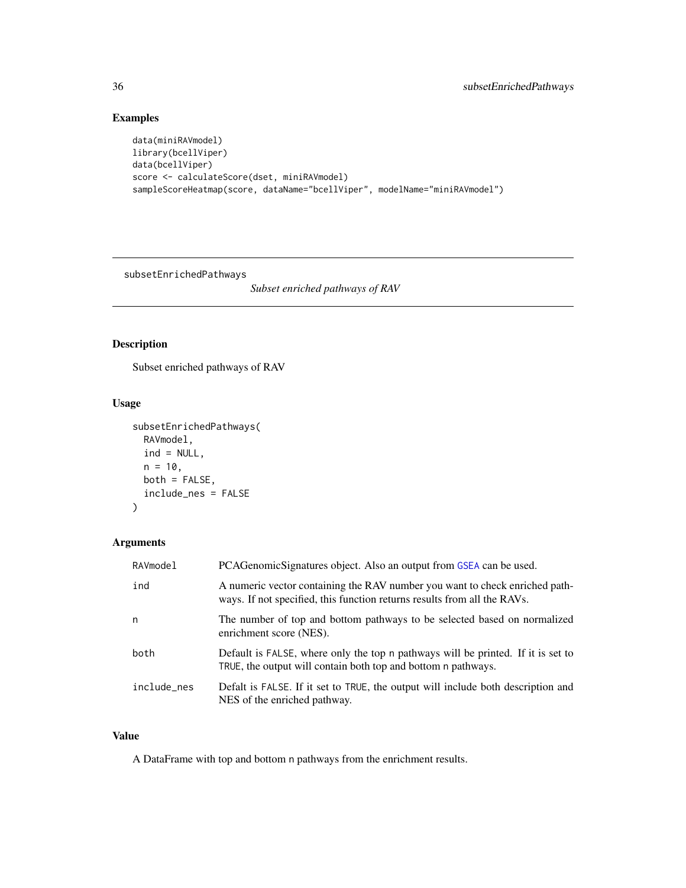## Examples

```
data(miniRAVmodel)
library(bcellViper)
data(bcellViper)
score <- calculateScore(dset, miniRAVmodel)
sampleScoreHeatmap(score, dataName="bcellViper", modelName="miniRAVmodel")
```

---

`subsetEnrichedPathways` *Subset enriched pathways of RAV*

---

## Description

Subset enriched pathways of RAV

## Usage

```
subsetEnrichedPathways(
  RAVmodel,
  ind = NULL,
  n = 10,
  both = FALSE,
  include_nes = FALSE
)
```

## Arguments

| | |
|---|---|
| `RAVmodel` | PCAGenomicSignatures object. Also an output from `GSEA` can be used. |
| `ind` | A numeric vector containing the RAV number you want to check enriched pathways. If not specified, this function returns results from all the RAVs. |
| `n` | The number of top and bottom pathways to be selected based on normalized enrichment score (NES). |
| `both` | Default is `FALSE`, where only the top `n` pathways will be printed. If it is set to `TRUE`, the output will contain both top and bottom `n` pathways. |
| `include_nes` | Defalt is `FALSE`. If it set to `TRUE`, the output will include both description and NES of the enriched pathway. |

## Value

A DataFrame with top and bottom `n` pathways from the enrichment results.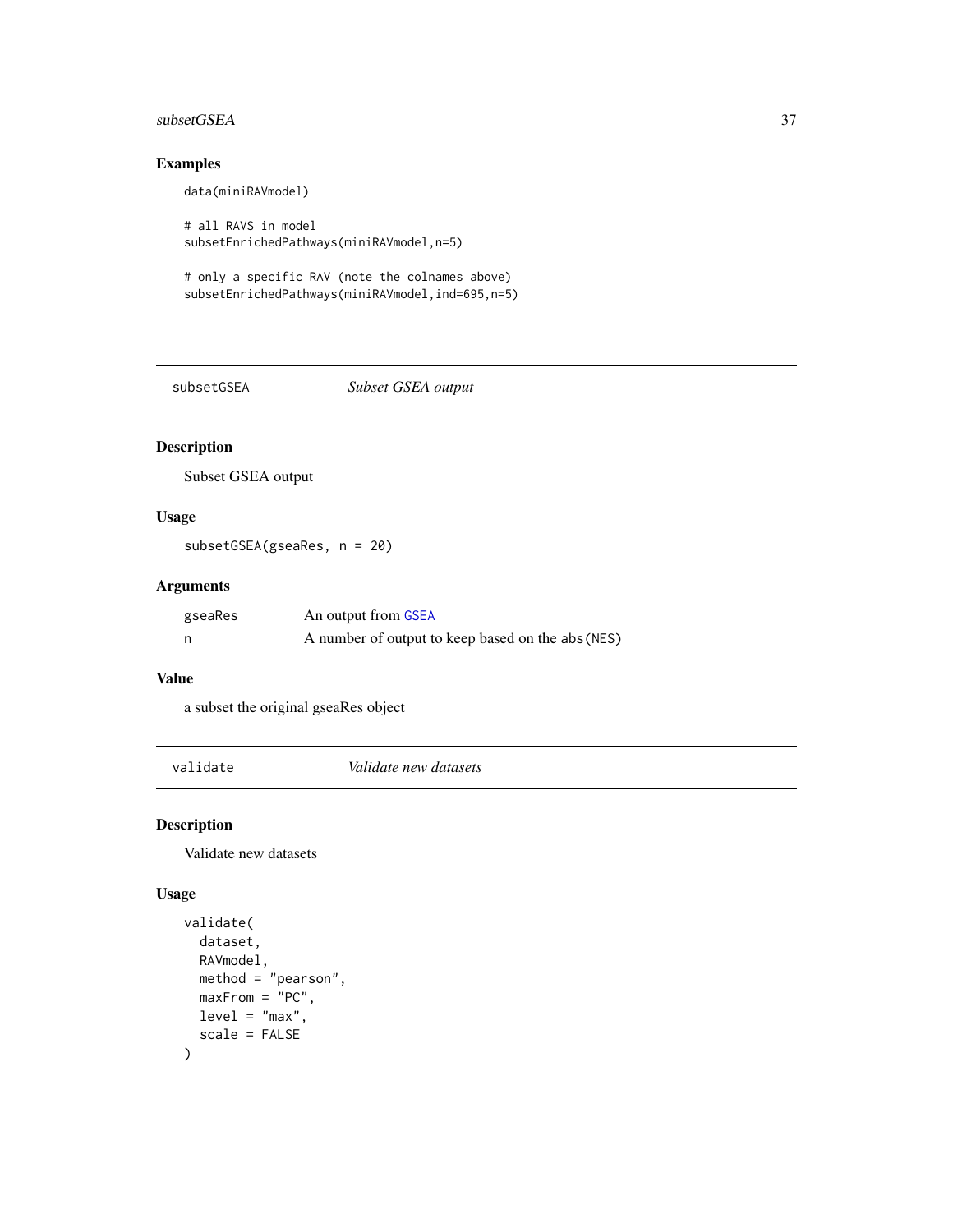### Examples

```
data(miniRAVmodel)

# all RAVS in model
subsetEnrichedPathways(miniRAVmodel,n=5)

# only a specific RAV (note the colnames above)
subsetEnrichedPathways(miniRAVmodel,ind=695,n=5)
```

---

## subsetGSEA *Subset GSEA output*

### Description

Subset GSEA output

### Usage

```
subsetGSEA(gseaRes, n = 20)
```

### Arguments

| | |
|---|---|
| gseaRes | An output from GSEA |
| n | A number of output to keep based on the abs(NES) |

### Value

a subset the original gseaRes object

---

## validate *Validate new datasets*

### Description

Validate new datasets

### Usage

```
validate(
  dataset,
  RAVmodel,
  method = "pearson",
  maxFrom = "PC",
  level = "max",
  scale = FALSE
)
```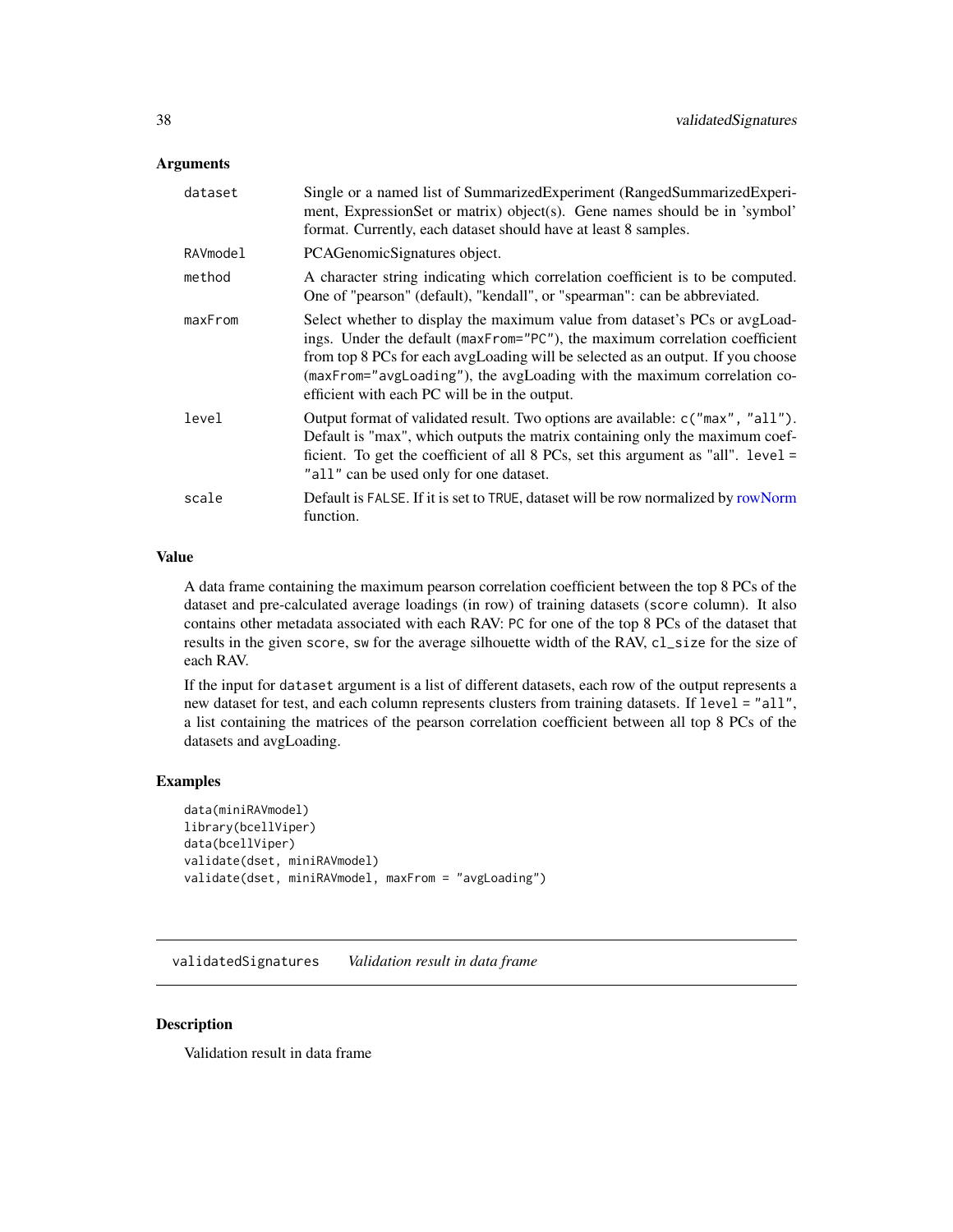## Arguments

| | |
|---|---|
| dataset | Single or a named list of SummarizedExperiment (RangedSummarizedExperiment, ExpressionSet or matrix) object(s). Gene names should be in 'symbol' format. Currently, each dataset should have at least 8 samples. |
| RAVmodel | PCAGenomicSignatures object. |
| method | A character string indicating which correlation coefficient is to be computed. One of "pearson" (default), "kendall", or "spearman": can be abbreviated. |
| maxFrom | Select whether to display the maximum value from dataset's PCs or avgLoadings. Under the default (maxFrom="PC"), the maximum correlation coefficient from top 8 PCs for each avgLoading will be selected as an output. If you choose (maxFrom="avgLoading"), the avgLoading with the maximum correlation coefficient with each PC will be in the output. |
| level | Output format of validated result. Two options are available: c("max", "all"). Default is "max", which outputs the matrix containing only the maximum coefficient. To get the coefficient of all 8 PCs, set this argument as "all". level = "all" can be used only for one dataset. |
| scale | Default is FALSE. If it is set to TRUE, dataset will be row normalized by rowNorm function. |

## Value

A data frame containing the maximum pearson correlation coefficient between the top 8 PCs of the dataset and pre-calculated average loadings (in row) of training datasets (score column). It also contains other metadata associated with each RAV: PC for one of the top 8 PCs of the dataset that results in the given score, sw for the average silhouette width of the RAV, cl_size for the size of each RAV.

If the input for dataset argument is a list of different datasets, each row of the output represents a new dataset for test, and each column represents clusters from training datasets. If level = "all", a list containing the matrices of the pearson correlation coefficient between all top 8 PCs of the datasets and avgLoading.

## Examples

```
data(miniRAVmodel)
library(bcellViper)
data(bcellViper)
validate(dset, miniRAVmodel)
validate(dset, miniRAVmodel, maxFrom = "avgLoading")
```

---

# validatedSignatures *Validation result in data frame*

## Description

Validation result in data frame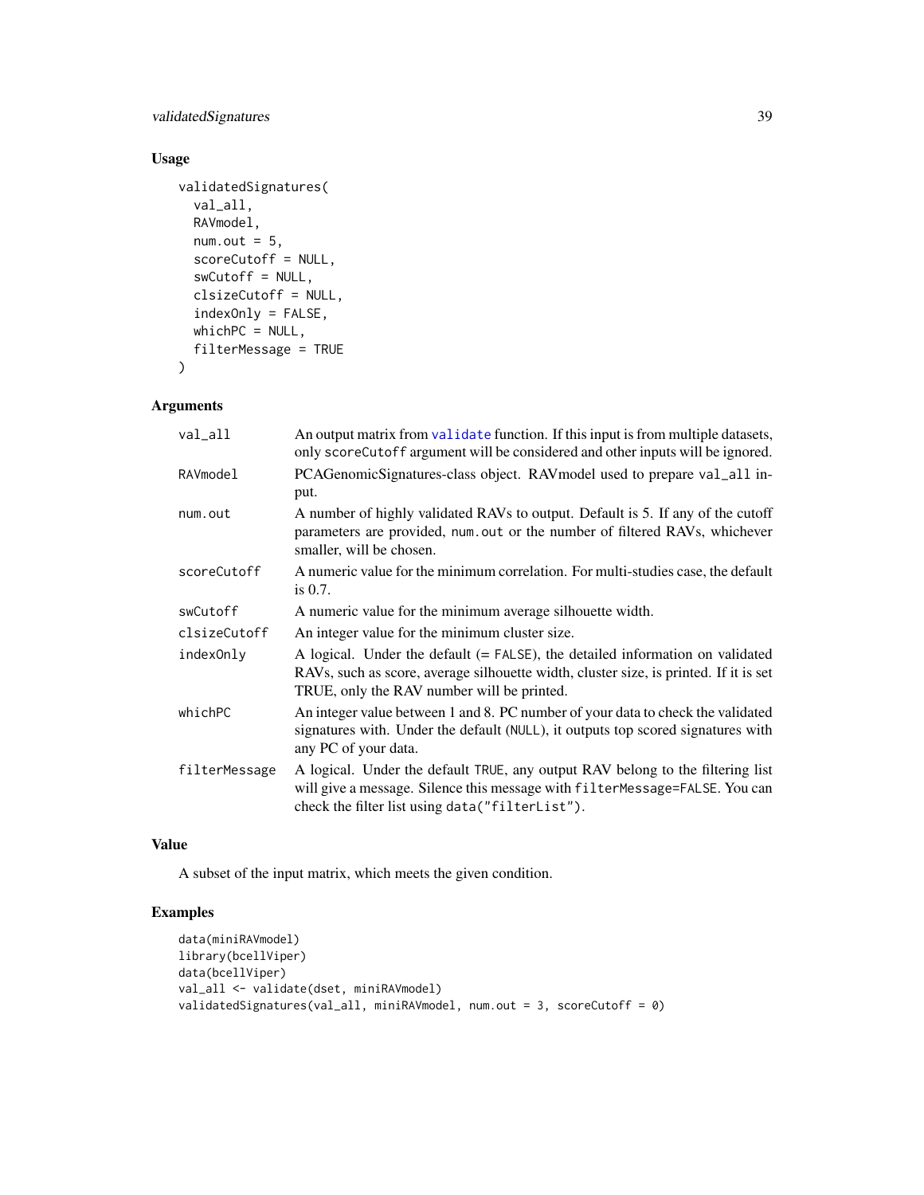## Usage

```
validatedSignatures(
  val_all,
  RAVmodel,
  num.out = 5,
  scoreCutoff = NULL,
  swCutoff = NULL,
  clsizeCutoff = NULL,
  indexOnly = FALSE,
  whichPC = NULL,
  filterMessage = TRUE
)
```

## Arguments

| | |
|---|---|
| `val_all` | An output matrix from `validate` function. If this input is from multiple datasets, only `scoreCutoff` argument will be considered and other inputs will be ignored. |
| `RAVmodel` | PCAGenomicSignatures-class object. RAVmodel used to prepare `val_all` input. |
| `num.out` | A number of highly validated RAVs to output. Default is 5. If any of the cutoff parameters are provided, `num.out` or the number of filtered RAVs, whichever smaller, will be chosen. |
| `scoreCutoff` | A numeric value for the minimum correlation. For multi-studies case, the default is 0.7. |
| `swCutoff` | A numeric value for the minimum average silhouette width. |
| `clsizeCutoff` | An integer value for the minimum cluster size. |
| `indexOnly` | A logical. Under the default (= `FALSE`), the detailed information on validated RAVs, such as score, average silhouette width, cluster size, is printed. If it is set TRUE, only the RAV number will be printed. |
| `whichPC` | An integer value between 1 and 8. PC number of your data to check the validated signatures with. Under the default (`NULL`), it outputs top scored signatures with any PC of your data. |
| `filterMessage` | A logical. Under the default `TRUE`, any output RAV belong to the filtering list will give a message. Silence this message with `filterMessage=FALSE`. You can check the filter list using `data("filterList")`. |

## Value

A subset of the input matrix, which meets the given condition.

## Examples

```
data(miniRAVmodel)
library(bcellViper)
data(bcellViper)
val_all <- validate(dset, miniRAVmodel)
validatedSignatures(val_all, miniRAVmodel, num.out = 3, scoreCutoff = 0)
```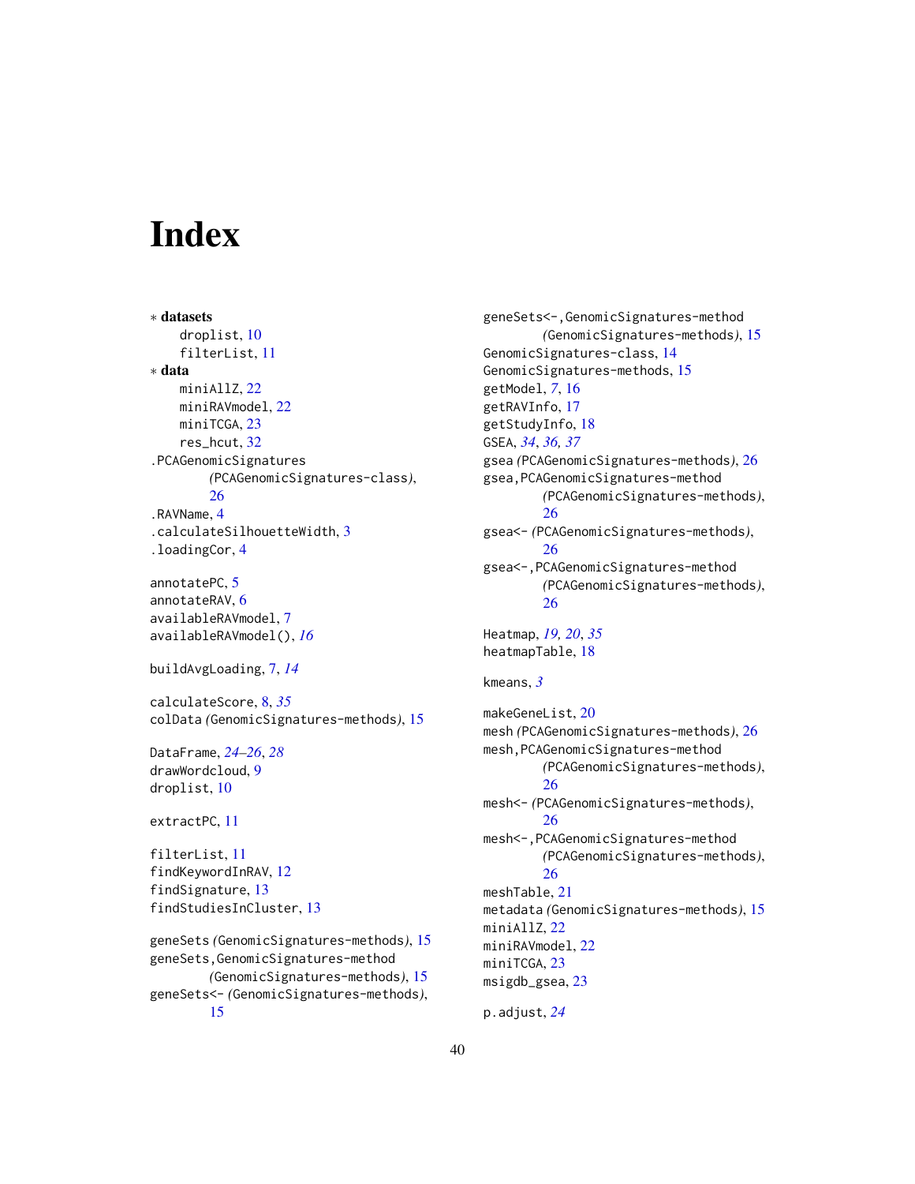# Index

* **datasets**
  - droplist, 10
  - filterList, 11
* **data**
  - miniAllZ, 22
  - miniRAVmodel, 22
  - miniTCGA, 23
  - res_hcut, 32

.PCAGenomicSignatures *(*PCAGenomicSignatures-class*)*, 26
.RAVName, 4
.calculateSilhouetteWidth, 3
.loadingCor, 4

annotatePC, 5
annotateRAV, 6
availableRAVmodel, 7
availableRAVmodel(), *16*

buildAvgLoading, 7, *14*

calculateScore, 8, *35*
colData *(*GenomicSignatures-methods*)*, 15

DataFrame, *24–26*, *28*
drawWordcloud, 9
droplist, 10

extractPC, 11

filterList, 11
findKeywordInRAV, 12
findSignature, 13
findStudiesInCluster, 13

geneSets *(*GenomicSignatures-methods*)*, 15
geneSets,GenomicSignatures-method *(*GenomicSignatures-methods*)*, 15
geneSets<- *(*GenomicSignatures-methods*)*, 15
geneSets<-,GenomicSignatures-method *(*GenomicSignatures-methods*)*, 15
GenomicSignatures-class, 14
GenomicSignatures-methods, 15
getModel, *7*, 16
getRAVInfo, 17
getStudyInfo, 18
GSEA, *34*, *36*, *37*
gsea *(*PCAGenomicSignatures-methods*)*, 26
gsea,PCAGenomicSignatures-method *(*PCAGenomicSignatures-methods*)*, 26
gsea<- *(*PCAGenomicSignatures-methods*)*, 26
gsea<-,PCAGenomicSignatures-method *(*PCAGenomicSignatures-methods*)*, 26

Heatmap, *19*, *20*, *35*
heatmapTable, 18

kmeans, *3*

makeGeneList, 20
mesh *(*PCAGenomicSignatures-methods*)*, 26
mesh,PCAGenomicSignature-method *(*PCAGenomicSignatures-methods*)*, 26
mesh<- *(*PCAGenomicSignatures-methods*)*, 26
mesh<-,PCAGenomicSignature-method *(*PCAGenomicSignatures-methods*)*, 26
meshTable, 21
metadata *(*GenomicSignatures-methods*)*, 15
miniAllZ, 22
miniRAVmodel, 22
miniTCGA, 23
msigdb_gsea, 23

p.adjust, *24*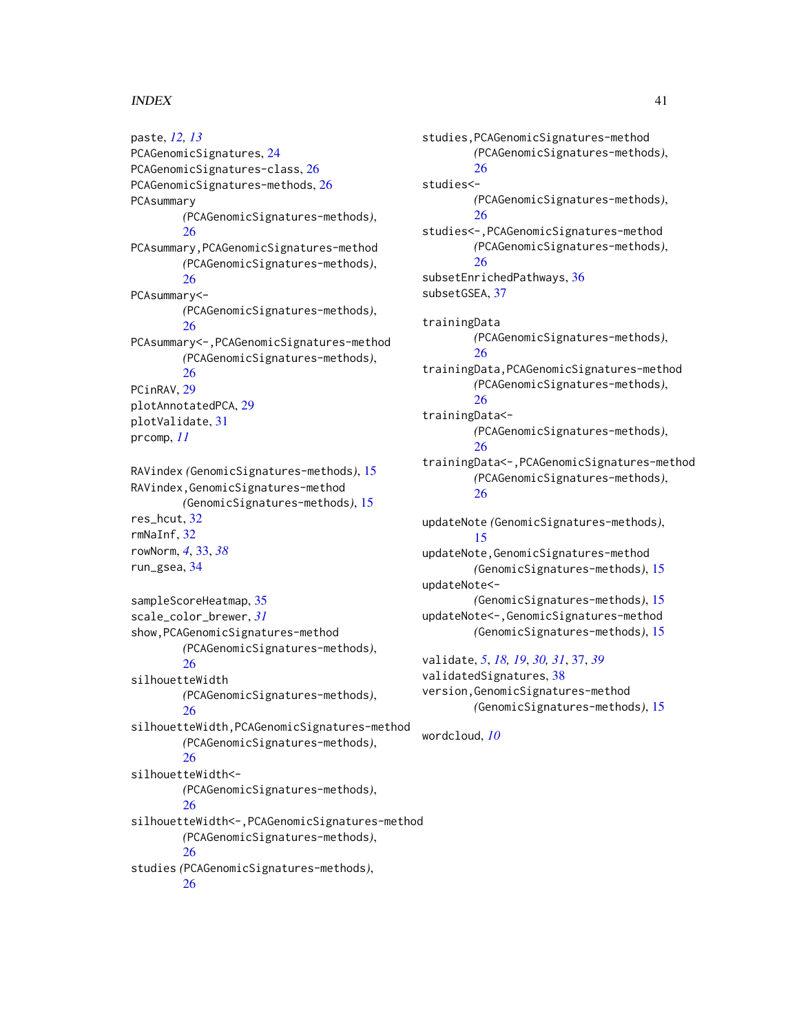paste, *12, 13*
PCAGenomicSignatures, 24
PCAGenomicSignatures-class, 26
PCAGenomicSignatures-methods, 26
PCAsummary
(PCAGenomicSignatures-methods), 26
PCAsummary,PCAGenomicSignatures-method
(PCAGenomicSignatures-methods), 26
PCAsummary<-
(PCAGenomicSignatures-methods), 26
PCAsummary<-,PCAGenomicSignatures-method
(PCAGenomicSignatures-methods), 26
PCinRAV, 29
plotAnnotatedPCA, 29
plotValidate, 31
prcomp, *11*

RAVindex (GenomicSignatures-methods), 15
RAVindex,GenomicSignatures-method
(GenomicSignatures-methods), 15
res_hcut, 32
rmNaInf, 32
rowNorm, *4*, 33, *38*
run_gsea, 34

sampleScoreHeatmap, 35
scale_color_brewer, *31*
show,PCAGenomicSignatures-method
(PCAGenomicSignatures-methods), 26
silhouetteWidth
(PCAGenomicSignatures-methods), 26
silhouetteWidth,PCAGenomicSignatures-method
(PCAGenomicSignatures-methods), 26
silhouetteWidth<-
(PCAGenomicSignatures-methods), 26
silhouetteWidth<-,PCAGenomicSignatures-method
(PCAGenomicSignatures-methods), 26
studies (PCAGenomicSignatures-methods), 26
studies,PCAGenomicSignatures-method
(PCAGenomicSignatures-methods), 26
studies<-
(PCAGenomicSignatures-methods), 26
studies<-,PCAGenomicSignatures-method
(PCAGenomicSignatures-methods), 26
subsetEnrichedPathways, 36
subsetGSEA, 37

trainingData
(PCAGenomicSignatures-methods), 26
trainingData,PCAGenomicSignatures-method
(PCAGenomicSignatures-methods), 26
trainingData<-
(PCAGenomicSignatures-methods), 26
trainingData<-,PCAGenomicSignatures-method
(PCAGenomicSignatures-methods), 26

updateNote (GenomicSignatures-methods), 15
updateNote,GenomicSignatures-method
(GenomicSignatures-methods), 15
updateNote<-
(GenomicSignatures-methods), 15
updateNote<-,GenomicSignatures-method
(GenomicSignatures-methods), 15

validate, *5*, *18*, *19*, *30, 31*, 37, *39*
validatedSignatures, 38
version,GenomicSignatures-method
(GenomicSignatures-methods), 15

wordcloud, *10*